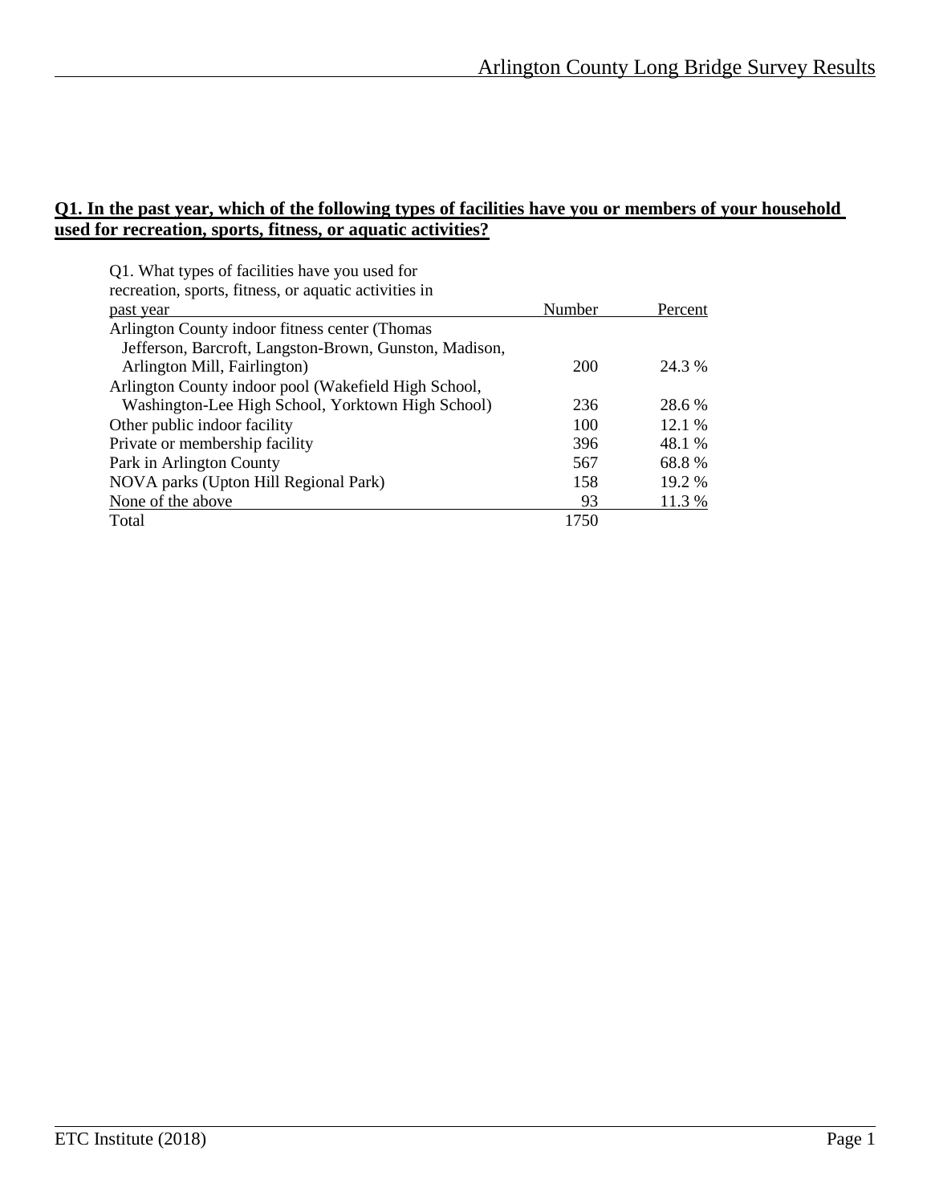**Q1. In the past year, which of the following types of facilities have you or members of your household used for recreation, sports, fitness, or aquatic activities?**

| Q1. What types of facilities have you used for recreation, sports, fitness, or aquatic activities in past year | Number | Percent |
|---|---|---|
| Arlington County indoor fitness center (Thomas Jefferson, Barcroft, Langston-Brown, Gunston, Madison, Arlington Mill, Fairlington) | 200 | 24.3 % |
| Arlington County indoor pool (Wakefield High School, Washington-Lee High School, Yorktown High School) | 236 | 28.6 % |
| Other public indoor facility | 100 | 12.1 % |
| Private or membership facility | 396 | 48.1 % |
| Park in Arlington County | 567 | 68.8 % |
| NOVA parks (Upton Hill Regional Park) | 158 | 19.2 % |
| None of the above | 93 | 11.3 % |
| Total | 1750 | |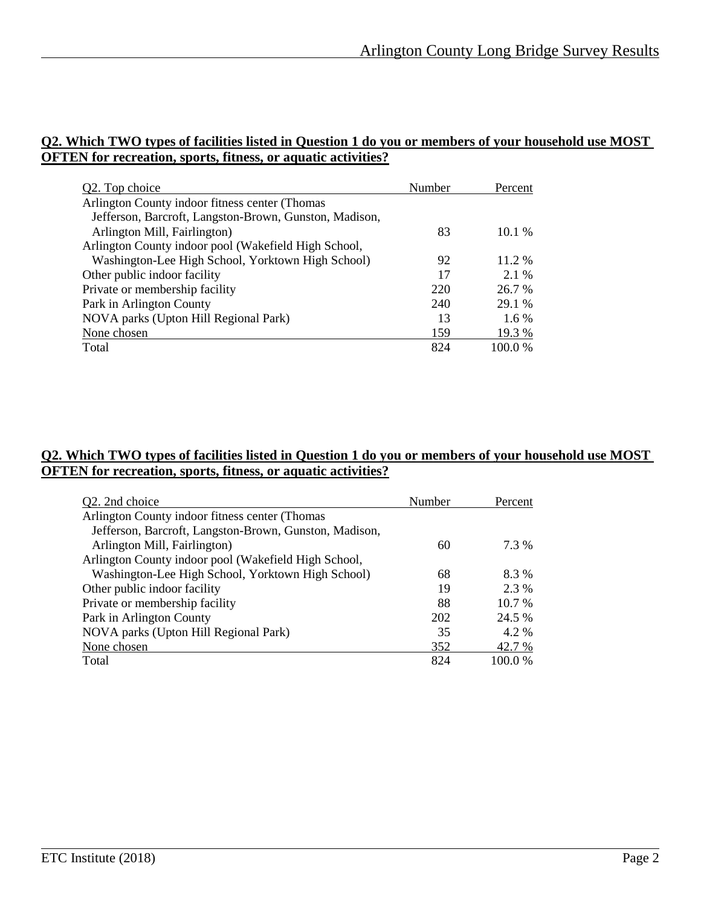**Q2. Which TWO types of facilities listed in Question 1 do you or members of your household use MOST OFTEN for recreation, sports, fitness, or aquatic activities?**

| Q2. Top choice | Number | Percent |
|---|---|---|
| Arlington County indoor fitness center (Thomas Jefferson, Barcroft, Langston-Brown, Gunston, Madison, Arlington Mill, Fairlington) | 83 | 10.1 % |
| Arlington County indoor pool (Wakefield High School, Washington-Lee High School, Yorktown High School) | 92 | 11.2 % |
| Other public indoor facility | 17 | 2.1 % |
| Private or membership facility | 220 | 26.7 % |
| Park in Arlington County | 240 | 29.1 % |
| NOVA parks (Upton Hill Regional Park) | 13 | 1.6 % |
| None chosen | 159 | 19.3 % |
| Total | 824 | 100.0 % |

**Q2. Which TWO types of facilities listed in Question 1 do you or members of your household use MOST OFTEN for recreation, sports, fitness, or aquatic activities?**

| Q2. 2nd choice | Number | Percent |
|---|---|---|
| Arlington County indoor fitness center (Thomas Jefferson, Barcroft, Langston-Brown, Gunston, Madison, Arlington Mill, Fairlington) | 60 | 7.3 % |
| Arlington County indoor pool (Wakefield High School, Washington-Lee High School, Yorktown High School) | 68 | 8.3 % |
| Other public indoor facility | 19 | 2.3 % |
| Private or membership facility | 88 | 10.7 % |
| Park in Arlington County | 202 | 24.5 % |
| NOVA parks (Upton Hill Regional Park) | 35 | 4.2 % |
| None chosen | 352 | 42.7 % |
| Total | 824 | 100.0 % |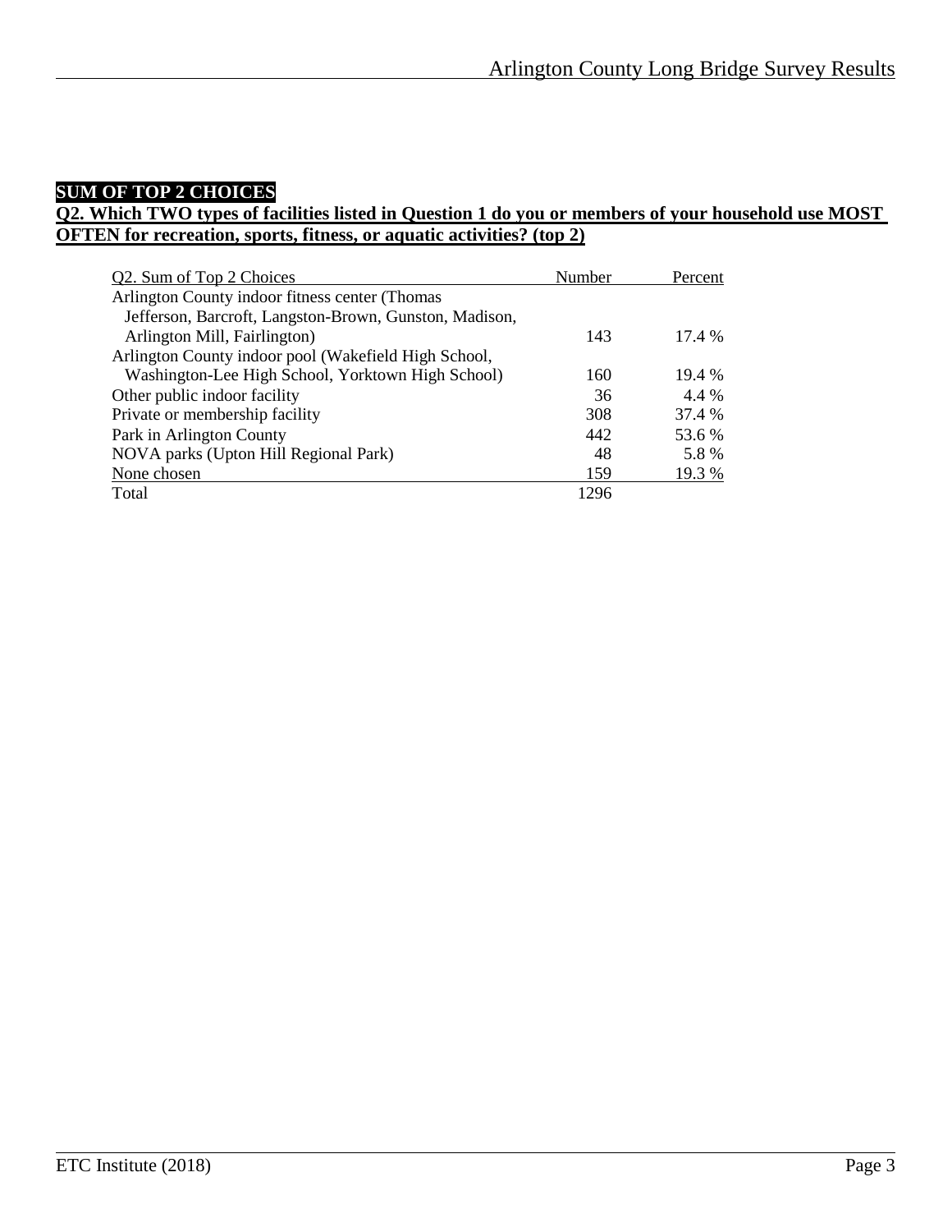**SUM OF TOP 2 CHOICES**

**Q2. Which TWO types of facilities listed in Question 1 do you or members of your household use MOST OFTEN for recreation, sports, fitness, or aquatic activities? (top 2)**

| Q2. Sum of Top 2 Choices | Number | Percent |
|---|---|---|
| Arlington County indoor fitness center (Thomas Jefferson, Barcroft, Langston-Brown, Gunston, Madison, Arlington Mill, Fairlington) | 143 | 17.4 % |
| Arlington County indoor pool (Wakefield High School, Washington-Lee High School, Yorktown High School) | 160 | 19.4 % |
| Other public indoor facility | 36 | 4.4 % |
| Private or membership facility | 308 | 37.4 % |
| Park in Arlington County | 442 | 53.6 % |
| NOVA parks (Upton Hill Regional Park) | 48 | 5.8 % |
| None chosen | 159 | 19.3 % |
| Total | 1296 | |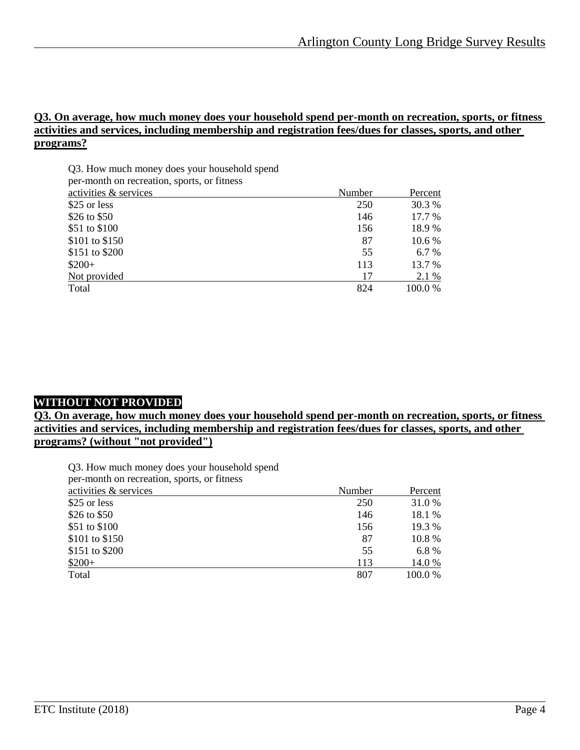**Q3. On average, how much money does your household spend per-month on recreation, sports, or fitness activities and services, including membership and registration fees/dues for classes, sports, and other programs?**

| Q3. How much money does your household spend per-month on recreation, sports, or fitness activities & services | Number | Percent |
|---|---|---|
| $25 or less | 250 | 30.3 % |
| $26 to $50 | 146 | 17.7 % |
| $51 to $100 | 156 | 18.9 % |
| $101 to $150 | 87 | 10.6 % |
| $151 to $200 | 55 | 6.7 % |
| $200+ | 113 | 13.7 % |
| Not provided | 17 | 2.1 % |
| Total | 824 | 100.0 % |

**WITHOUT NOT PROVIDED**

**Q3. On average, how much money does your household spend per-month on recreation, sports, or fitness activities and services, including membership and registration fees/dues for classes, sports, and other programs? (without "not provided")**

| Q3. How much money does your household spend per-month on recreation, sports, or fitness activities & services | Number | Percent |
|---|---|---|
| $25 or less | 250 | 31.0 % |
| $26 to $50 | 146 | 18.1 % |
| $51 to $100 | 156 | 19.3 % |
| $101 to $150 | 87 | 10.8 % |
| $151 to $200 | 55 | 6.8 % |
| $200+ | 113 | 14.0 % |
| Total | 807 | 100.0 % |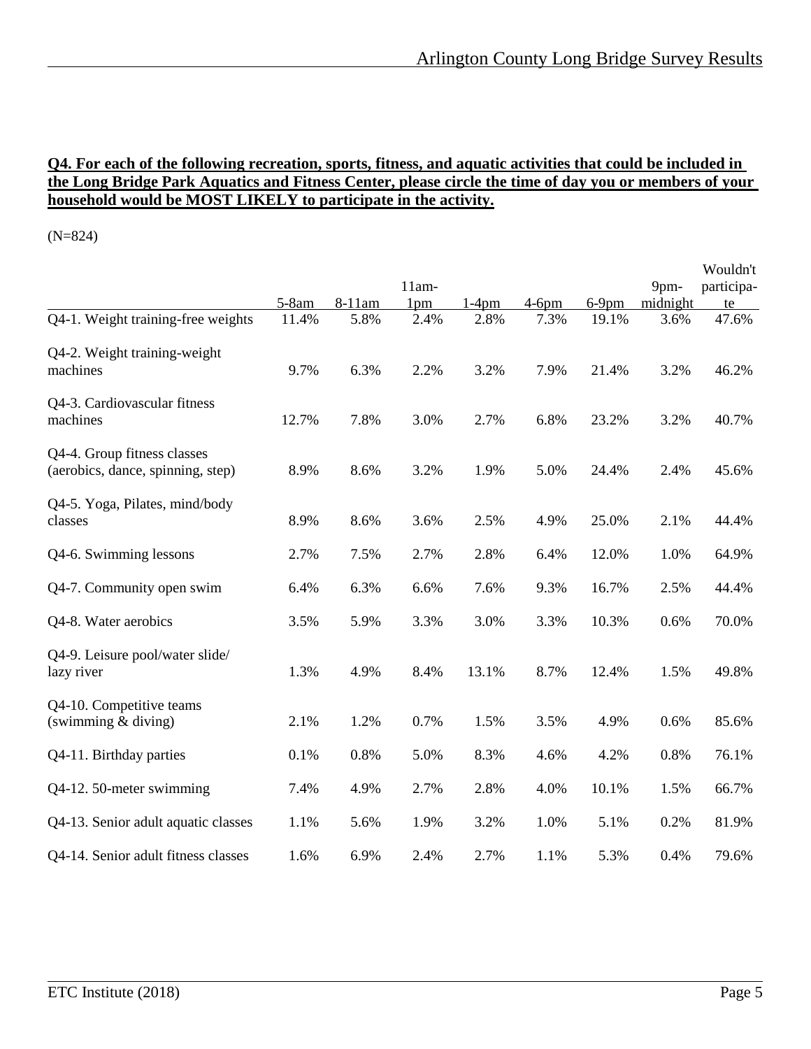**Q4. For each of the following recreation, sports, fitness, and aquatic activities that could be included in the Long Bridge Park Aquatics and Fitness Center, please circle the time of day you or members of your household would be MOST LIKELY to participate in the activity.**

(N=824)

| | 5-8am | 8-11am | 11am-1pm | 1-4pm | 4-6pm | 6-9pm | 9pm-midnight | Wouldn't participate |
|---|---|---|---|---|---|---|---|---|
| Q4-1. Weight training-free weights | 11.4% | 5.8% | 2.4% | 2.8% | 7.3% | 19.1% | 3.6% | 47.6% |
| Q4-2. Weight training-weight machines | 9.7% | 6.3% | 2.2% | 3.2% | 7.9% | 21.4% | 3.2% | 46.2% |
| Q4-3. Cardiovascular fitness machines | 12.7% | 7.8% | 3.0% | 2.7% | 6.8% | 23.2% | 3.2% | 40.7% |
| Q4-4. Group fitness classes (aerobics, dance, spinning, step) | 8.9% | 8.6% | 3.2% | 1.9% | 5.0% | 24.4% | 2.4% | 45.6% |
| Q4-5. Yoga, Pilates, mind/body classes | 8.9% | 8.6% | 3.6% | 2.5% | 4.9% | 25.0% | 2.1% | 44.4% |
| Q4-6. Swimming lessons | 2.7% | 7.5% | 2.7% | 2.8% | 6.4% | 12.0% | 1.0% | 64.9% |
| Q4-7. Community open swim | 6.4% | 6.3% | 6.6% | 7.6% | 9.3% | 16.7% | 2.5% | 44.4% |
| Q4-8. Water aerobics | 3.5% | 5.9% | 3.3% | 3.0% | 3.3% | 10.3% | 0.6% | 70.0% |
| Q4-9. Leisure pool/water slide/ lazy river | 1.3% | 4.9% | 8.4% | 13.1% | 8.7% | 12.4% | 1.5% | 49.8% |
| Q4-10. Competitive teams (swimming & diving) | 2.1% | 1.2% | 0.7% | 1.5% | 3.5% | 4.9% | 0.6% | 85.6% |
| Q4-11. Birthday parties | 0.1% | 0.8% | 5.0% | 8.3% | 4.6% | 4.2% | 0.8% | 76.1% |
| Q4-12. 50-meter swimming | 7.4% | 4.9% | 2.7% | 2.8% | 4.0% | 10.1% | 1.5% | 66.7% |
| Q4-13. Senior adult aquatic classes | 1.1% | 5.6% | 1.9% | 3.2% | 1.0% | 5.1% | 0.2% | 81.9% |
| Q4-14. Senior adult fitness classes | 1.6% | 6.9% | 2.4% | 2.7% | 1.1% | 5.3% | 0.4% | 79.6% |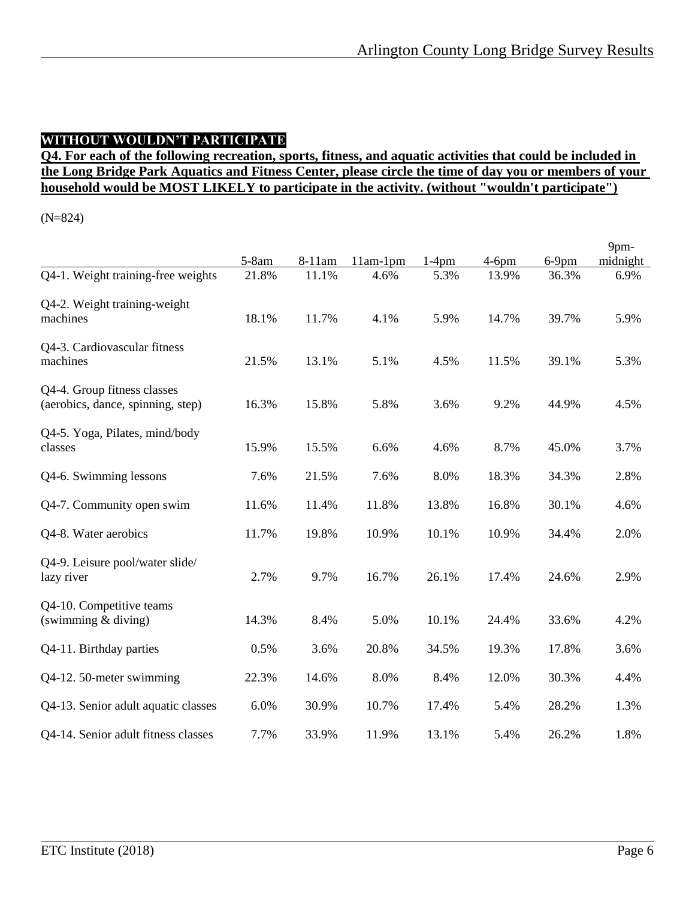**WITHOUT WOULDN'T PARTICIPATE**

**Q4. For each of the following recreation, sports, fitness, and aquatic activities that could be included in the Long Bridge Park Aquatics and Fitness Center, please circle the time of day you or members of your household would be MOST LIKELY to participate in the activity. (without "wouldn't participate")**

(N=824)

| | 5-8am | 8-11am | 11am-1pm | 1-4pm | 4-6pm | 6-9pm | 9pm-midnight |
|---|---|---|---|---|---|---|---|
| Q4-1. Weight training-free weights | 21.8% | 11.1% | 4.6% | 5.3% | 13.9% | 36.3% | 6.9% |
| Q4-2. Weight training-weight machines | 18.1% | 11.7% | 4.1% | 5.9% | 14.7% | 39.7% | 5.9% |
| Q4-3. Cardiovascular fitness machines | 21.5% | 13.1% | 5.1% | 4.5% | 11.5% | 39.1% | 5.3% |
| Q4-4. Group fitness classes (aerobics, dance, spinning, step) | 16.3% | 15.8% | 5.8% | 3.6% | 9.2% | 44.9% | 4.5% |
| Q4-5. Yoga, Pilates, mind/body classes | 15.9% | 15.5% | 6.6% | 4.6% | 8.7% | 45.0% | 3.7% |
| Q4-6. Swimming lessons | 7.6% | 21.5% | 7.6% | 8.0% | 18.3% | 34.3% | 2.8% |
| Q4-7. Community open swim | 11.6% | 11.4% | 11.8% | 13.8% | 16.8% | 30.1% | 4.6% |
| Q4-8. Water aerobics | 11.7% | 19.8% | 10.9% | 10.1% | 10.9% | 34.4% | 2.0% |
| Q4-9. Leisure pool/water slide/ lazy river | 2.7% | 9.7% | 16.7% | 26.1% | 17.4% | 24.6% | 2.9% |
| Q4-10. Competitive teams (swimming & diving) | 14.3% | 8.4% | 5.0% | 10.1% | 24.4% | 33.6% | 4.2% |
| Q4-11. Birthday parties | 0.5% | 3.6% | 20.8% | 34.5% | 19.3% | 17.8% | 3.6% |
| Q4-12. 50-meter swimming | 22.3% | 14.6% | 8.0% | 8.4% | 12.0% | 30.3% | 4.4% |
| Q4-13. Senior adult aquatic classes | 6.0% | 30.9% | 10.7% | 17.4% | 5.4% | 28.2% | 1.3% |
| Q4-14. Senior adult fitness classes | 7.7% | 33.9% | 11.9% | 13.1% | 5.4% | 26.2% | 1.8% |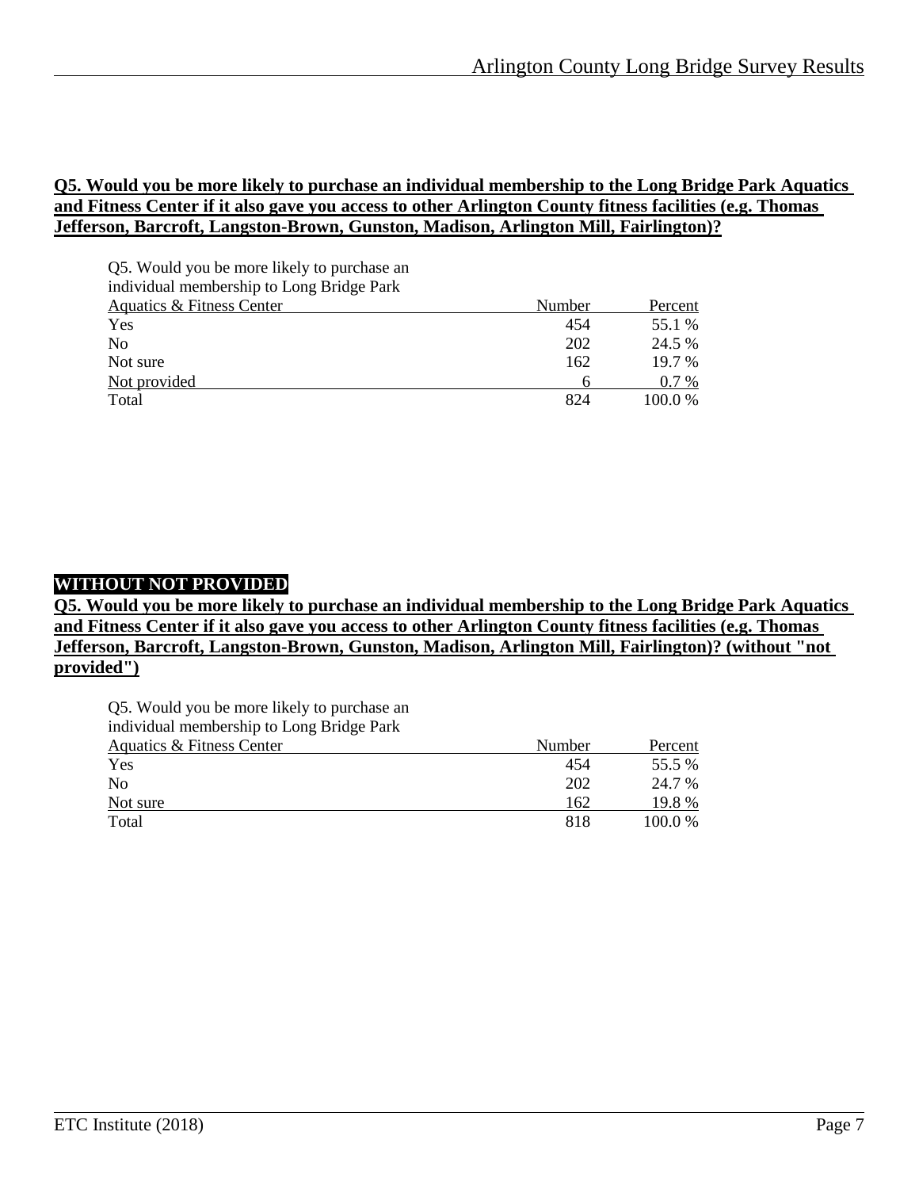**Q5. Would you be more likely to purchase an individual membership to the Long Bridge Park Aquatics and Fitness Center if it also gave you access to other Arlington County fitness facilities (e.g. Thomas Jefferson, Barcroft, Langston-Brown, Gunston, Madison, Arlington Mill, Fairlington)?**

| Q5. Would you be more likely to purchase an individual membership to Long Bridge Park Aquatics & Fitness Center | Number | Percent |
|---|---|---|
| Yes | 454 | 55.1 % |
| No | 202 | 24.5 % |
| Not sure | 162 | 19.7 % |
| Not provided | 6 | 0.7 % |
| Total | 824 | 100.0 % |

**WITHOUT NOT PROVIDED**

**Q5. Would you be more likely to purchase an individual membership to the Long Bridge Park Aquatics and Fitness Center if it also gave you access to other Arlington County fitness facilities (e.g. Thomas Jefferson, Barcroft, Langston-Brown, Gunston, Madison, Arlington Mill, Fairlington)? (without "not provided")**

| Q5. Would you be more likely to purchase an individual membership to Long Bridge Park Aquatics & Fitness Center | Number | Percent |
|---|---|---|
| Yes | 454 | 55.5 % |
| No | 202 | 24.7 % |
| Not sure | 162 | 19.8 % |
| Total | 818 | 100.0 % |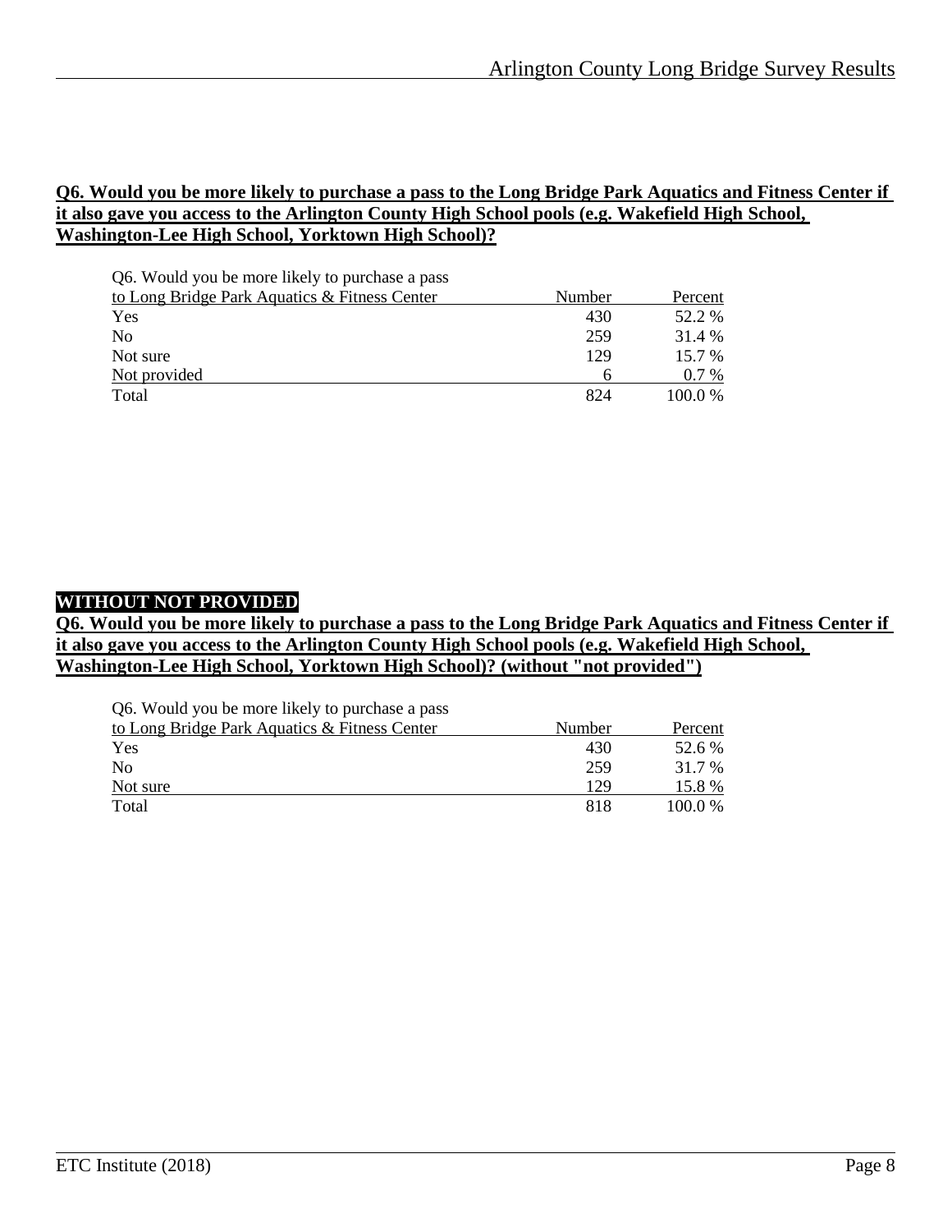**Q6. Would you be more likely to purchase a pass to the Long Bridge Park Aquatics and Fitness Center if it also gave you access to the Arlington County High School pools (e.g. Wakefield High School, Washington-Lee High School, Yorktown High School)?**

| Q6. Would you be more likely to purchase a pass to Long Bridge Park Aquatics & Fitness Center | Number | Percent |
|---|---|---|
| Yes | 430 | 52.2 % |
| No | 259 | 31.4 % |
| Not sure | 129 | 15.7 % |
| Not provided | 6 | 0.7 % |
| Total | 824 | 100.0 % |

**WITHOUT NOT PROVIDED**

**Q6. Would you be more likely to purchase a pass to the Long Bridge Park Aquatics and Fitness Center if it also gave you access to the Arlington County High School pools (e.g. Wakefield High School, Washington-Lee High School, Yorktown High School)? (without "not provided")**

| Q6. Would you be more likely to purchase a pass to Long Bridge Park Aquatics & Fitness Center | Number | Percent |
|---|---|---|
| Yes | 430 | 52.6 % |
| No | 259 | 31.7 % |
| Not sure | 129 | 15.8 % |
| Total | 818 | 100.0 % |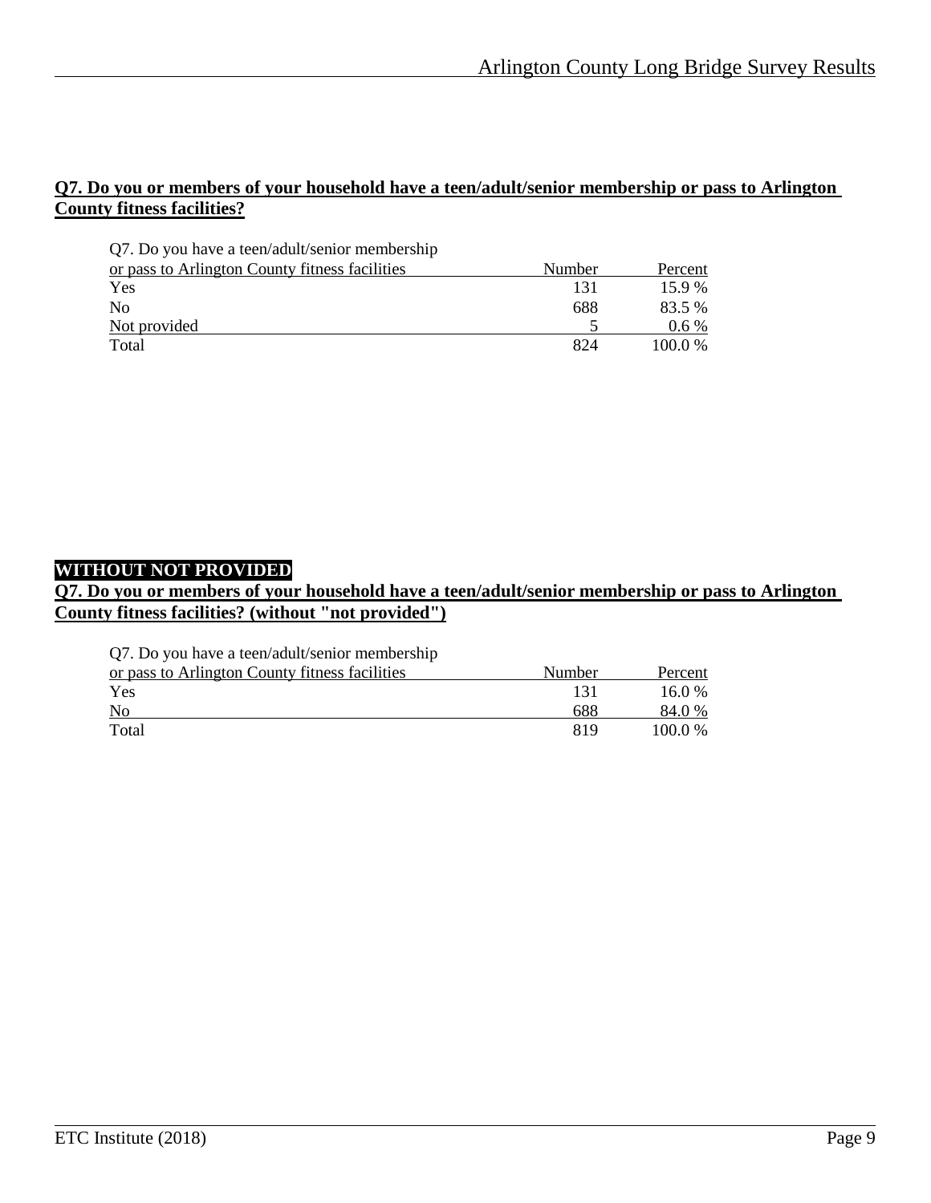**Q7. Do you or members of your household have a teen/adult/senior membership or pass to Arlington County fitness facilities?**

| Q7. Do you have a teen/adult/senior membership or pass to Arlington County fitness facilities | Number | Percent |
|---|---|---|
| Yes | 131 | 15.9 % |
| No | 688 | 83.5 % |
| Not provided | 5 | 0.6 % |
| Total | 824 | 100.0 % |

**WITHOUT NOT PROVIDED**

**Q7. Do you or members of your household have a teen/adult/senior membership or pass to Arlington County fitness facilities? (without "not provided")**

| Q7. Do you have a teen/adult/senior membership or pass to Arlington County fitness facilities | Number | Percent |
|---|---|---|
| Yes | 131 | 16.0 % |
| No | 688 | 84.0 % |
| Total | 819 | 100.0 % |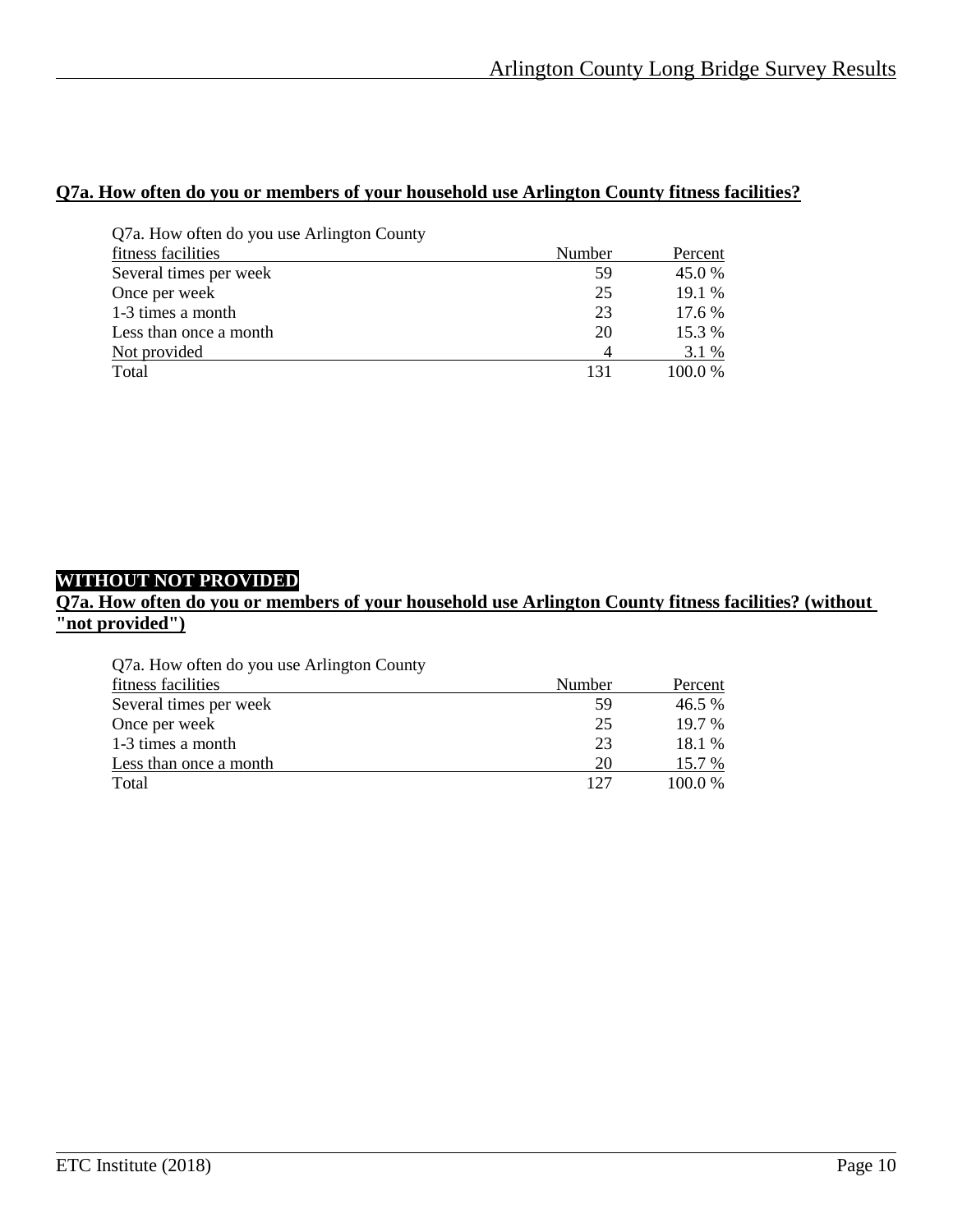**Q7a. How often do you or members of your household use Arlington County fitness facilities?**

| Q7a. How often do you use Arlington County fitness facilities | Number | Percent |
|---|---|---|
| Several times per week | 59 | 45.0 % |
| Once per week | 25 | 19.1 % |
| 1-3 times a month | 23 | 17.6 % |
| Less than once a month | 20 | 15.3 % |
| Not provided | 4 | 3.1 % |
| Total | 131 | 100.0 % |

**WITHOUT NOT PROVIDED**

**Q7a. How often do you or members of your household use Arlington County fitness facilities? (without "not provided")**

| Q7a. How often do you use Arlington County fitness facilities | Number | Percent |
|---|---|---|
| Several times per week | 59 | 46.5 % |
| Once per week | 25 | 19.7 % |
| 1-3 times a month | 23 | 18.1 % |
| Less than once a month | 20 | 15.7 % |
| Total | 127 | 100.0 % |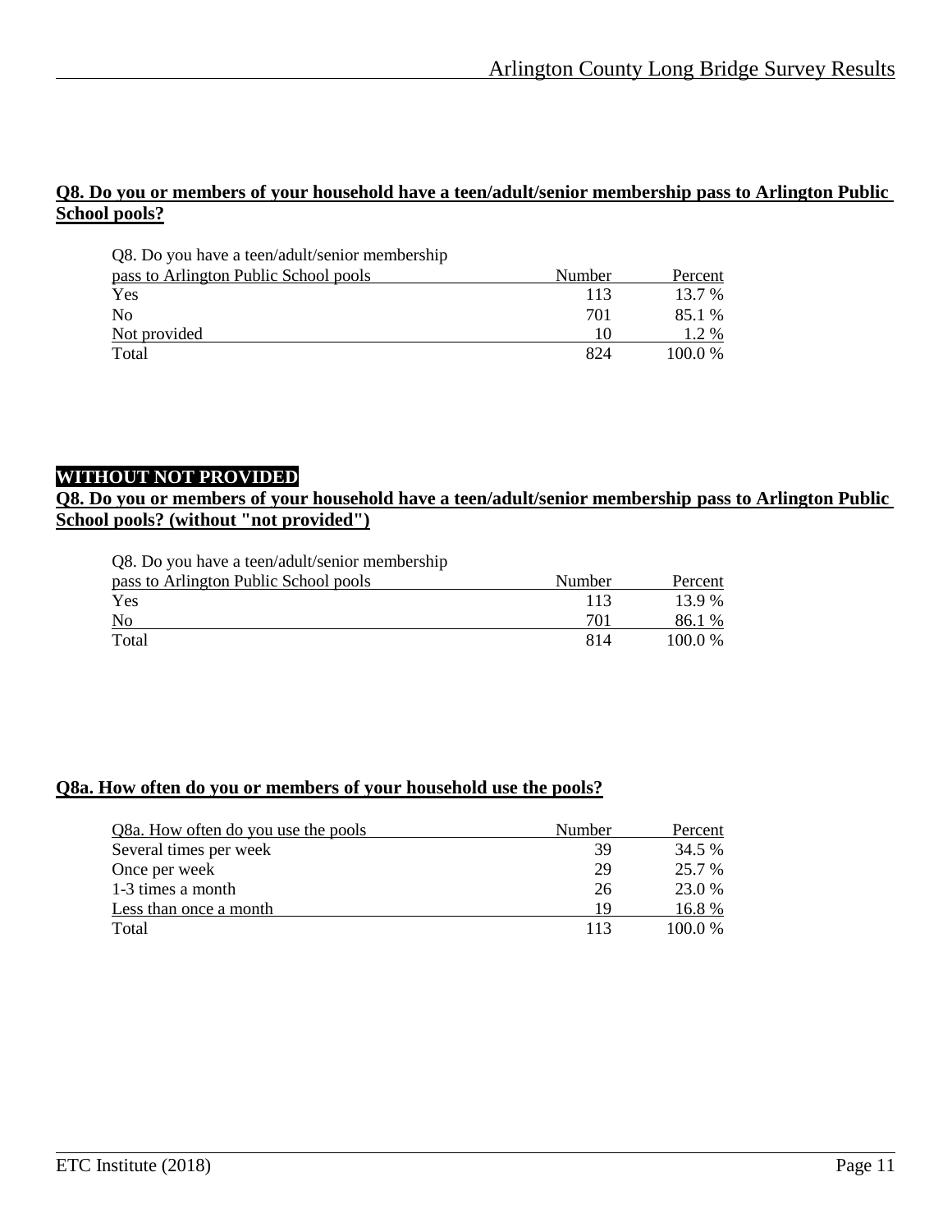**Q8. Do you or members of your household have a teen/adult/senior membership pass to Arlington Public School pools?**

| Q8. Do you have a teen/adult/senior membership pass to Arlington Public School pools | Number | Percent |
|---|---|---|
| Yes | 113 | 13.7 % |
| No | 701 | 85.1 % |
| Not provided | 10 | 1.2 % |
| Total | 824 | 100.0 % |

**WITHOUT NOT PROVIDED**

**Q8. Do you or members of your household have a teen/adult/senior membership pass to Arlington Public School pools? (without "not provided")**

| Q8. Do you have a teen/adult/senior membership pass to Arlington Public School pools | Number | Percent |
|---|---|---|
| Yes | 113 | 13.9 % |
| No | 701 | 86.1 % |
| Total | 814 | 100.0 % |

**Q8a. How often do you or members of your household use the pools?**

| Q8a. How often do you use the pools | Number | Percent |
|---|---|---|
| Several times per week | 39 | 34.5 % |
| Once per week | 29 | 25.7 % |
| 1-3 times a month | 26 | 23.0 % |
| Less than once a month | 19 | 16.8 % |
| Total | 113 | 100.0 % |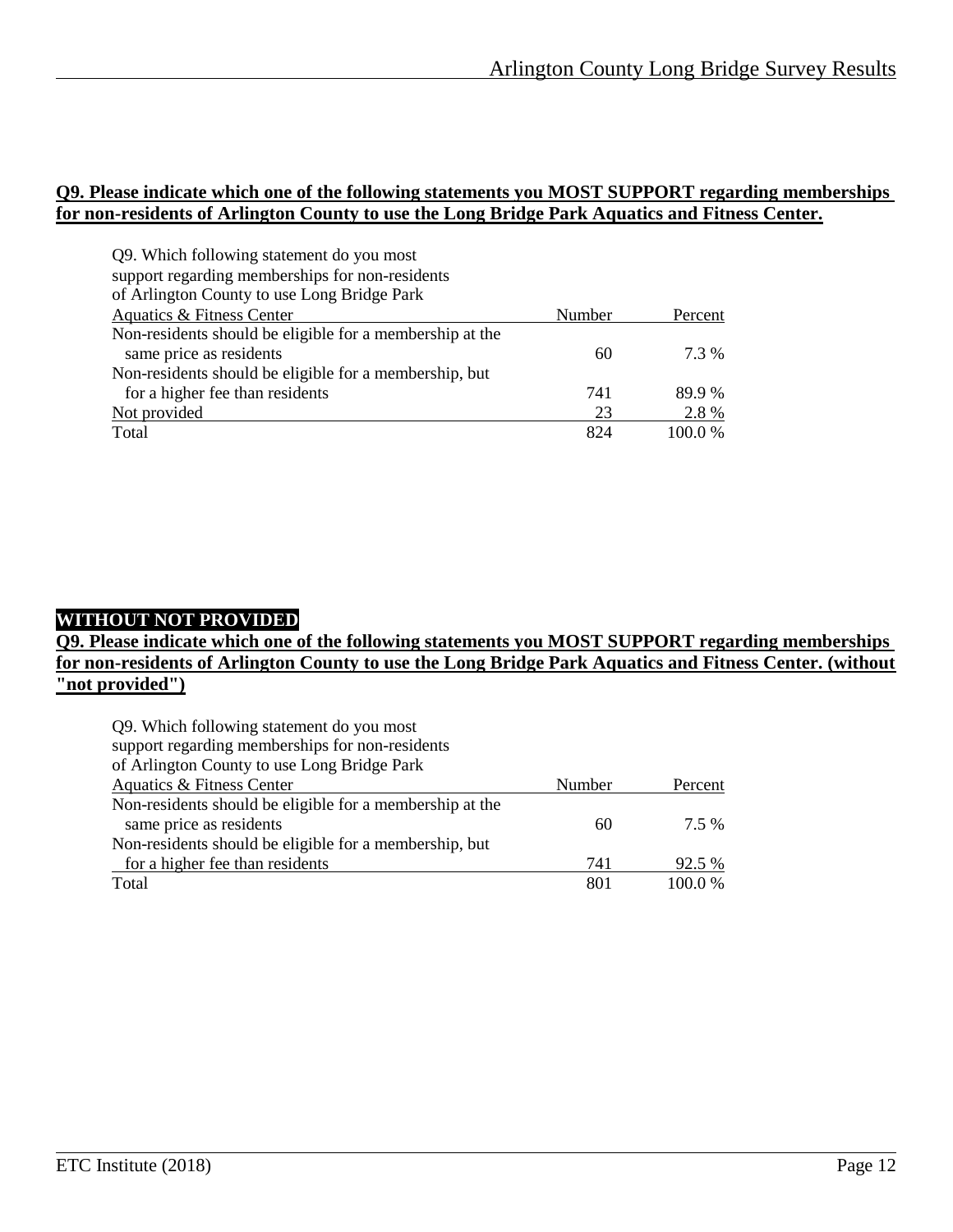**Q9. Please indicate which one of the following statements you MOST SUPPORT regarding memberships for non-residents of Arlington County to use the Long Bridge Park Aquatics and Fitness Center.**

| Q9. Which following statement do you most support regarding memberships for non-residents of Arlington County to use Long Bridge Park Aquatics & Fitness Center | Number | Percent |
|---|---|---|
| Non-residents should be eligible for a membership at the same price as residents | 60 | 7.3 % |
| Non-residents should be eligible for a membership, but for a higher fee than residents | 741 | 89.9 % |
| Not provided | 23 | 2.8 % |
| Total | 824 | 100.0 % |

**WITHOUT NOT PROVIDED**

**Q9. Please indicate which one of the following statements you MOST SUPPORT regarding memberships for non-residents of Arlington County to use the Long Bridge Park Aquatics and Fitness Center. (without "not provided")**

| Q9. Which following statement do you most support regarding memberships for non-residents of Arlington County to use Long Bridge Park Aquatics & Fitness Center | Number | Percent |
|---|---|---|
| Non-residents should be eligible for a membership at the same price as residents | 60 | 7.5 % |
| Non-residents should be eligible for a membership, but for a higher fee than residents | 741 | 92.5 % |
| Total | 801 | 100.0 % |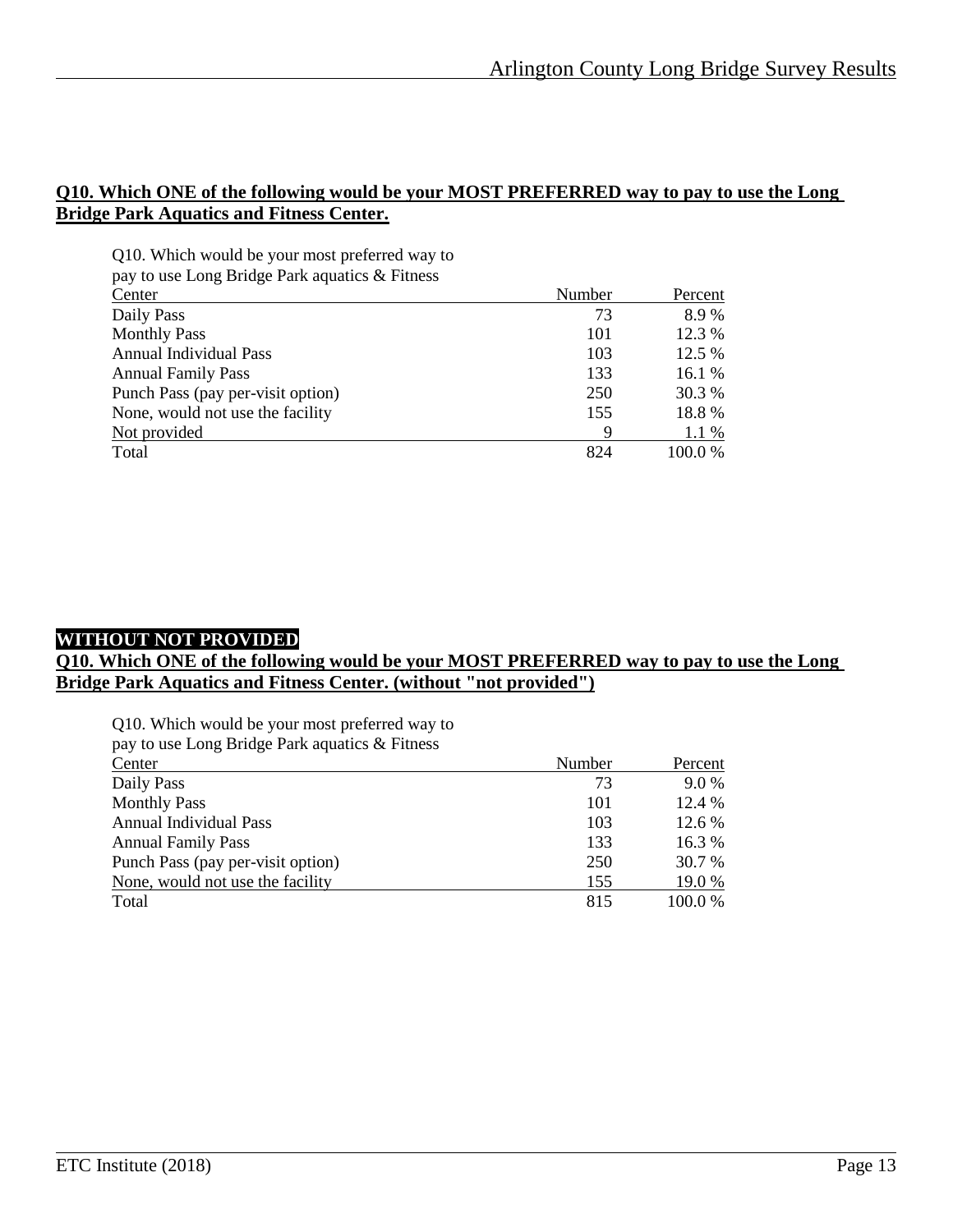**Q10. Which ONE of the following would be your MOST PREFERRED way to pay to use the Long Bridge Park Aquatics and Fitness Center.**

| Q10. Which would be your most preferred way to pay to use Long Bridge Park aquatics & Fitness Center | Number | Percent |
|---|---|---|
| Daily Pass | 73 | 8.9 % |
| Monthly Pass | 101 | 12.3 % |
| Annual Individual Pass | 103 | 12.5 % |
| Annual Family Pass | 133 | 16.1 % |
| Punch Pass (pay per-visit option) | 250 | 30.3 % |
| None, would not use the facility | 155 | 18.8 % |
| Not provided | 9 | 1.1 % |
| Total | 824 | 100.0 % |

**WITHOUT NOT PROVIDED**

**Q10. Which ONE of the following would be your MOST PREFERRED way to pay to use the Long Bridge Park Aquatics and Fitness Center. (without "not provided")**

| Q10. Which would be your most preferred way to pay to use Long Bridge Park aquatics & Fitness Center | Number | Percent |
|---|---|---|
| Daily Pass | 73 | 9.0 % |
| Monthly Pass | 101 | 12.4 % |
| Annual Individual Pass | 103 | 12.6 % |
| Annual Family Pass | 133 | 16.3 % |
| Punch Pass (pay per-visit option) | 250 | 30.7 % |
| None, would not use the facility | 155 | 19.0 % |
| Total | 815 | 100.0 % |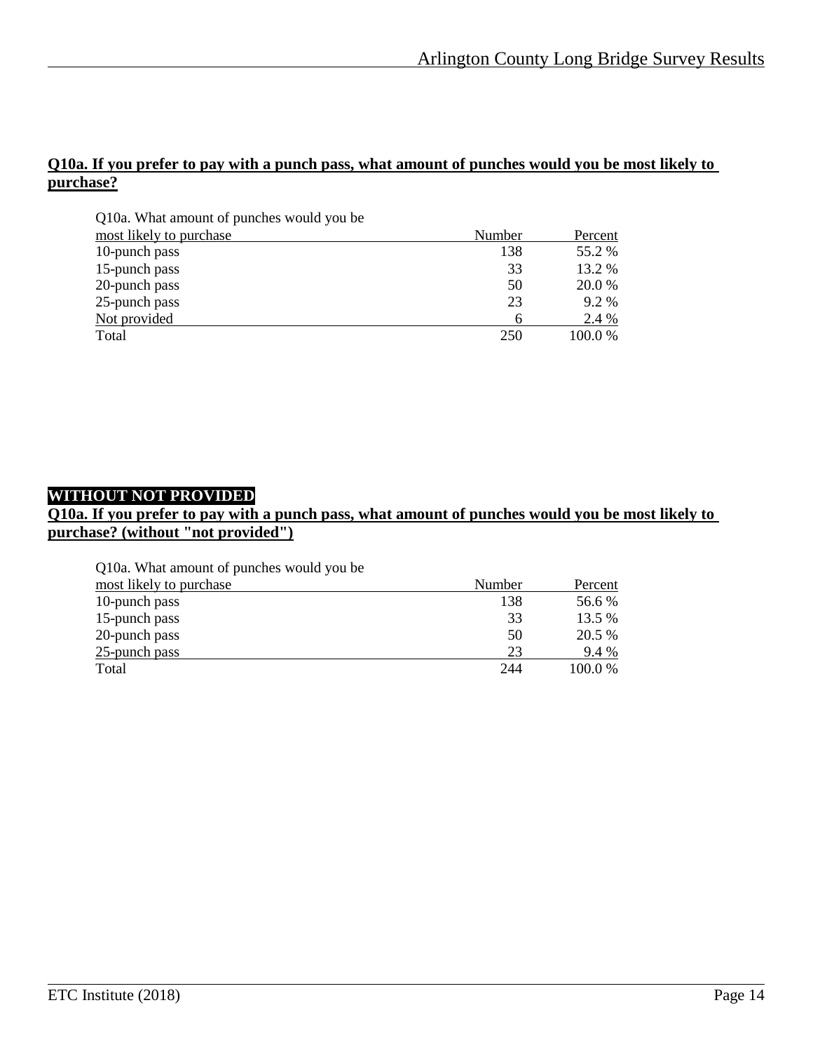**Q10a. If you prefer to pay with a punch pass, what amount of punches would you be most likely to purchase?**

| Q10a. What amount of punches would you be most likely to purchase | Number | Percent |
|---|---|---|
| 10-punch pass | 138 | 55.2 % |
| 15-punch pass | 33 | 13.2 % |
| 20-punch pass | 50 | 20.0 % |
| 25-punch pass | 23 | 9.2 % |
| Not provided | 6 | 2.4 % |
| Total | 250 | 100.0 % |

**WITHOUT NOT PROVIDED**

**Q10a. If you prefer to pay with a punch pass, what amount of punches would you be most likely to purchase? (without "not provided")**

| Q10a. What amount of punches would you be most likely to purchase | Number | Percent |
|---|---|---|
| 10-punch pass | 138 | 56.6 % |
| 15-punch pass | 33 | 13.5 % |
| 20-punch pass | 50 | 20.5 % |
| 25-punch pass | 23 | 9.4 % |
| Total | 244 | 100.0 % |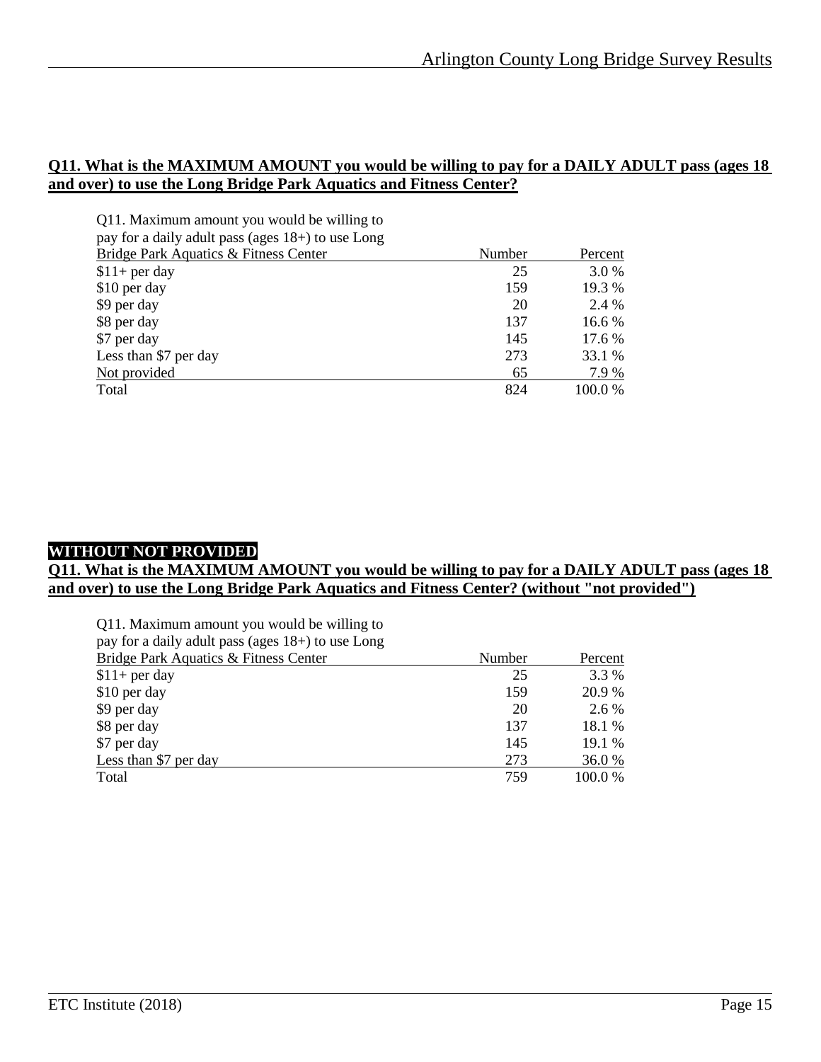**Q11. What is the MAXIMUM AMOUNT you would be willing to pay for a DAILY ADULT pass (ages 18 and over) to use the Long Bridge Park Aquatics and Fitness Center?**

| Q11. Maximum amount you would be willing to pay for a daily adult pass (ages 18+) to use Long Bridge Park Aquatics & Fitness Center | Number | Percent |
|---|---|---|
| $11+ per day | 25 | 3.0 % |
| $10 per day | 159 | 19.3 % |
| $9 per day | 20 | 2.4 % |
| $8 per day | 137 | 16.6 % |
| $7 per day | 145 | 17.6 % |
| Less than $7 per day | 273 | 33.1 % |
| Not provided | 65 | 7.9 % |
| Total | 824 | 100.0 % |

**WITHOUT NOT PROVIDED**

**Q11. What is the MAXIMUM AMOUNT you would be willing to pay for a DAILY ADULT pass (ages 18 and over) to use the Long Bridge Park Aquatics and Fitness Center? (without "not provided")**

| Q11. Maximum amount you would be willing to pay for a daily adult pass (ages 18+) to use Long Bridge Park Aquatics & Fitness Center | Number | Percent |
|---|---|---|
| $11+ per day | 25 | 3.3 % |
| $10 per day | 159 | 20.9 % |
| $9 per day | 20 | 2.6 % |
| $8 per day | 137 | 18.1 % |
| $7 per day | 145 | 19.1 % |
| Less than $7 per day | 273 | 36.0 % |
| Total | 759 | 100.0 % |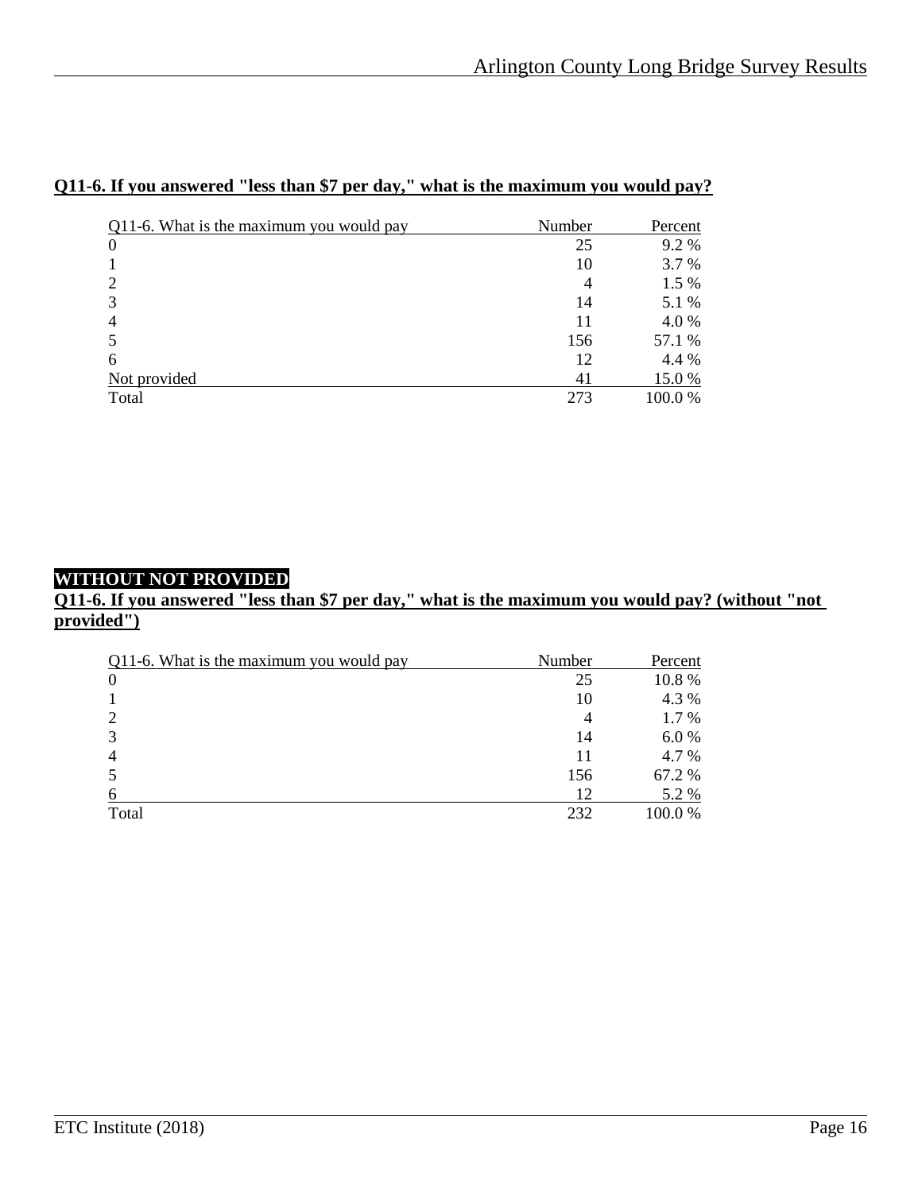**Q11-6. If you answered "less than $7 per day," what is the maximum you would pay?**

| Q11-6. What is the maximum you would pay | Number | Percent |
|---|---|---|
| 0 | 25 | 9.2 % |
| 1 | 10 | 3.7 % |
| 2 | 4 | 1.5 % |
| 3 | 14 | 5.1 % |
| 4 | 11 | 4.0 % |
| 5 | 156 | 57.1 % |
| 6 | 12 | 4.4 % |
| Not provided | 41 | 15.0 % |
| Total | 273 | 100.0 % |

**WITHOUT NOT PROVIDED**

**Q11-6. If you answered "less than $7 per day," what is the maximum you would pay? (without "not provided")**

| Q11-6. What is the maximum you would pay | Number | Percent |
|---|---|---|
| 0 | 25 | 10.8 % |
| 1 | 10 | 4.3 % |
| 2 | 4 | 1.7 % |
| 3 | 14 | 6.0 % |
| 4 | 11 | 4.7 % |
| 5 | 156 | 67.2 % |
| 6 | 12 | 5.2 % |
| Total | 232 | 100.0 % |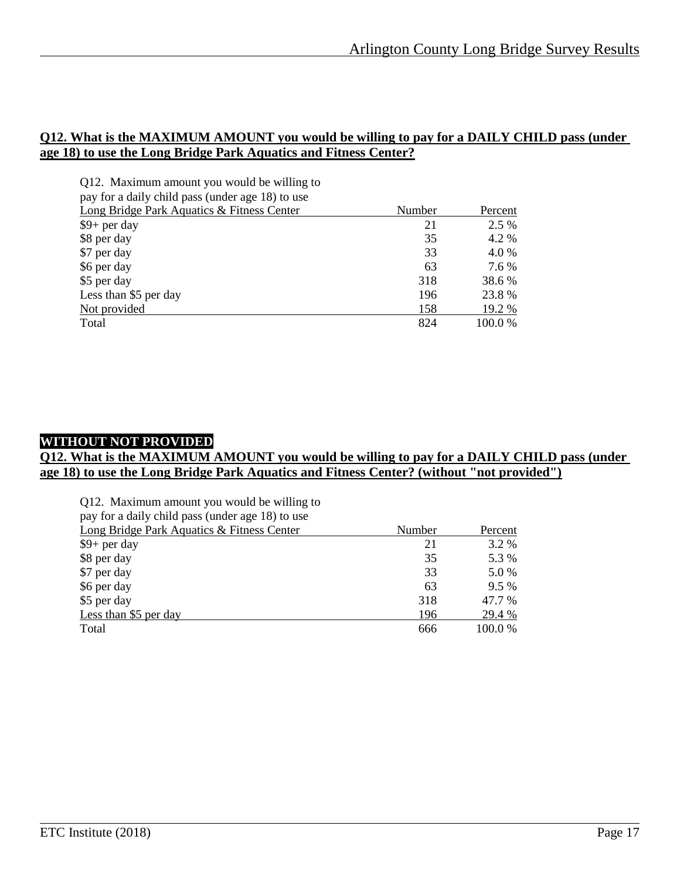**Q12. What is the MAXIMUM AMOUNT you would be willing to pay for a DAILY CHILD pass (under age 18) to use the Long Bridge Park Aquatics and Fitness Center?**

| Q12. Maximum amount you would be willing to pay for a daily child pass (under age 18) to use Long Bridge Park Aquatics & Fitness Center | Number | Percent |
|---|---|---|
| $9+ per day | 21 | 2.5 % |
| $8 per day | 35 | 4.2 % |
| $7 per day | 33 | 4.0 % |
| $6 per day | 63 | 7.6 % |
| $5 per day | 318 | 38.6 % |
| Less than $5 per day | 196 | 23.8 % |
| Not provided | 158 | 19.2 % |
| Total | 824 | 100.0 % |

**WITHOUT NOT PROVIDED**

**Q12. What is the MAXIMUM AMOUNT you would be willing to pay for a DAILY CHILD pass (under age 18) to use the Long Bridge Park Aquatics and Fitness Center? (without "not provided")**

| Q12. Maximum amount you would be willing to pay for a daily child pass (under age 18) to use Long Bridge Park Aquatics & Fitness Center | Number | Percent |
|---|---|---|
| $9+ per day | 21 | 3.2 % |
| $8 per day | 35 | 5.3 % |
| $7 per day | 33 | 5.0 % |
| $6 per day | 63 | 9.5 % |
| $5 per day | 318 | 47.7 % |
| Less than $5 per day | 196 | 29.4 % |
| Total | 666 | 100.0 % |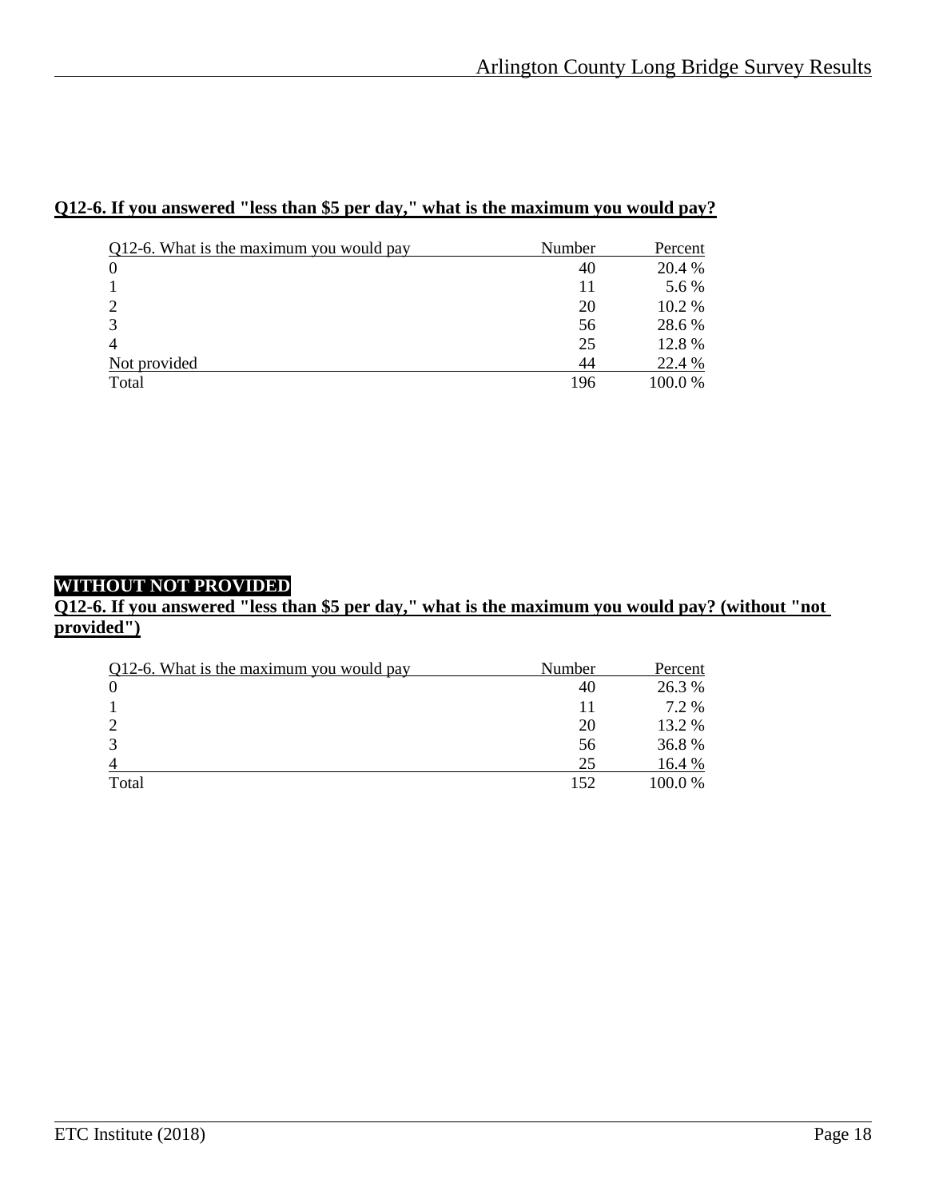**Q12-6. If you answered "less than $5 per day," what is the maximum you would pay?**

| Q12-6. What is the maximum you would pay | Number | Percent |
|---|---|---|
| 0 | 40 | 20.4 % |
| 1 | 11 | 5.6 % |
| 2 | 20 | 10.2 % |
| 3 | 56 | 28.6 % |
| 4 | 25 | 12.8 % |
| Not provided | 44 | 22.4 % |
| Total | 196 | 100.0 % |

**WITHOUT NOT PROVIDED**

**Q12-6. If you answered "less than $5 per day," what is the maximum you would pay? (without "not provided")**

| Q12-6. What is the maximum you would pay | Number | Percent |
|---|---|---|
| 0 | 40 | 26.3 % |
| 1 | 11 | 7.2 % |
| 2 | 20 | 13.2 % |
| 3 | 56 | 36.8 % |
| 4 | 25 | 16.4 % |
| Total | 152 | 100.0 % |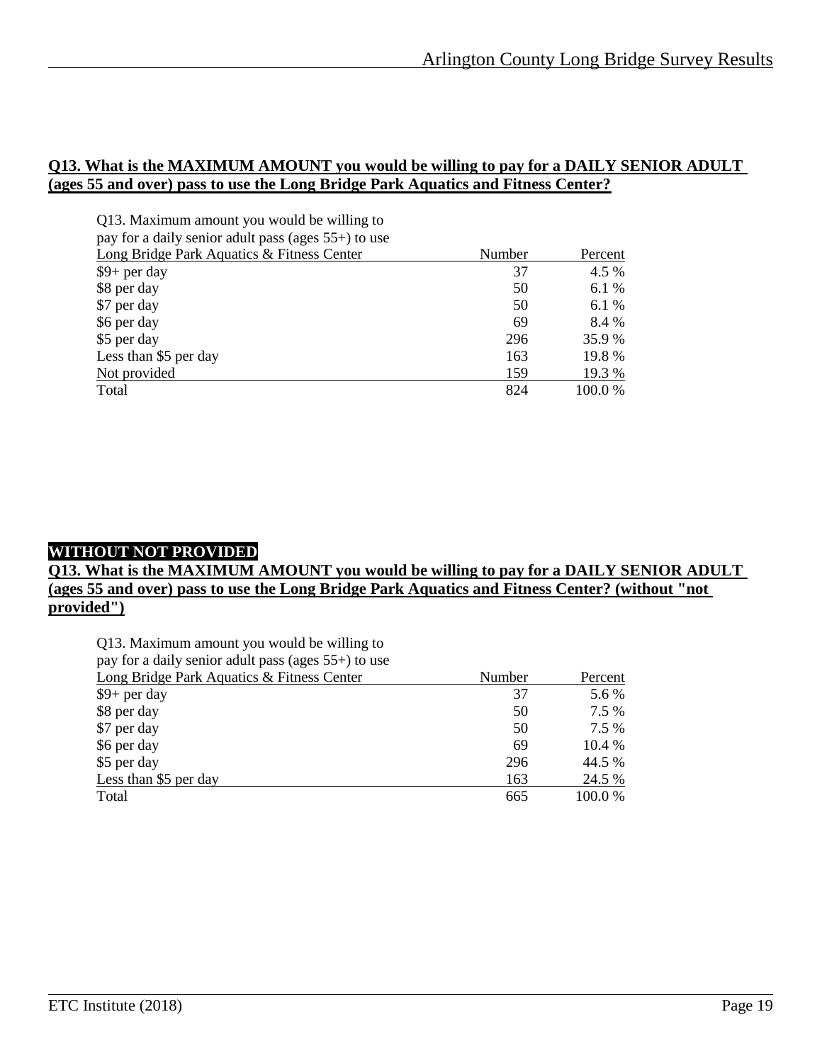**Q13. What is the MAXIMUM AMOUNT you would be willing to pay for a DAILY SENIOR ADULT (ages 55 and over) pass to use the Long Bridge Park Aquatics and Fitness Center?**

| Q13. Maximum amount you would be willing to pay for a daily senior adult pass (ages 55+) to use Long Bridge Park Aquatics & Fitness Center | Number | Percent |
|---|---|---|
| $9+ per day | 37 | 4.5 % |
| $8 per day | 50 | 6.1 % |
| $7 per day | 50 | 6.1 % |
| $6 per day | 69 | 8.4 % |
| $5 per day | 296 | 35.9 % |
| Less than $5 per day | 163 | 19.8 % |
| Not provided | 159 | 19.3 % |
| Total | 824 | 100.0 % |

**WITHOUT NOT PROVIDED**

**Q13. What is the MAXIMUM AMOUNT you would be willing to pay for a DAILY SENIOR ADULT (ages 55 and over) pass to use the Long Bridge Park Aquatics and Fitness Center? (without "not provided")**

| Q13. Maximum amount you would be willing to pay for a daily senior adult pass (ages 55+) to use Long Bridge Park Aquatics & Fitness Center | Number | Percent |
|---|---|---|
| $9+ per day | 37 | 5.6 % |
| $8 per day | 50 | 7.5 % |
| $7 per day | 50 | 7.5 % |
| $6 per day | 69 | 10.4 % |
| $5 per day | 296 | 44.5 % |
| Less than $5 per day | 163 | 24.5 % |
| Total | 665 | 100.0 % |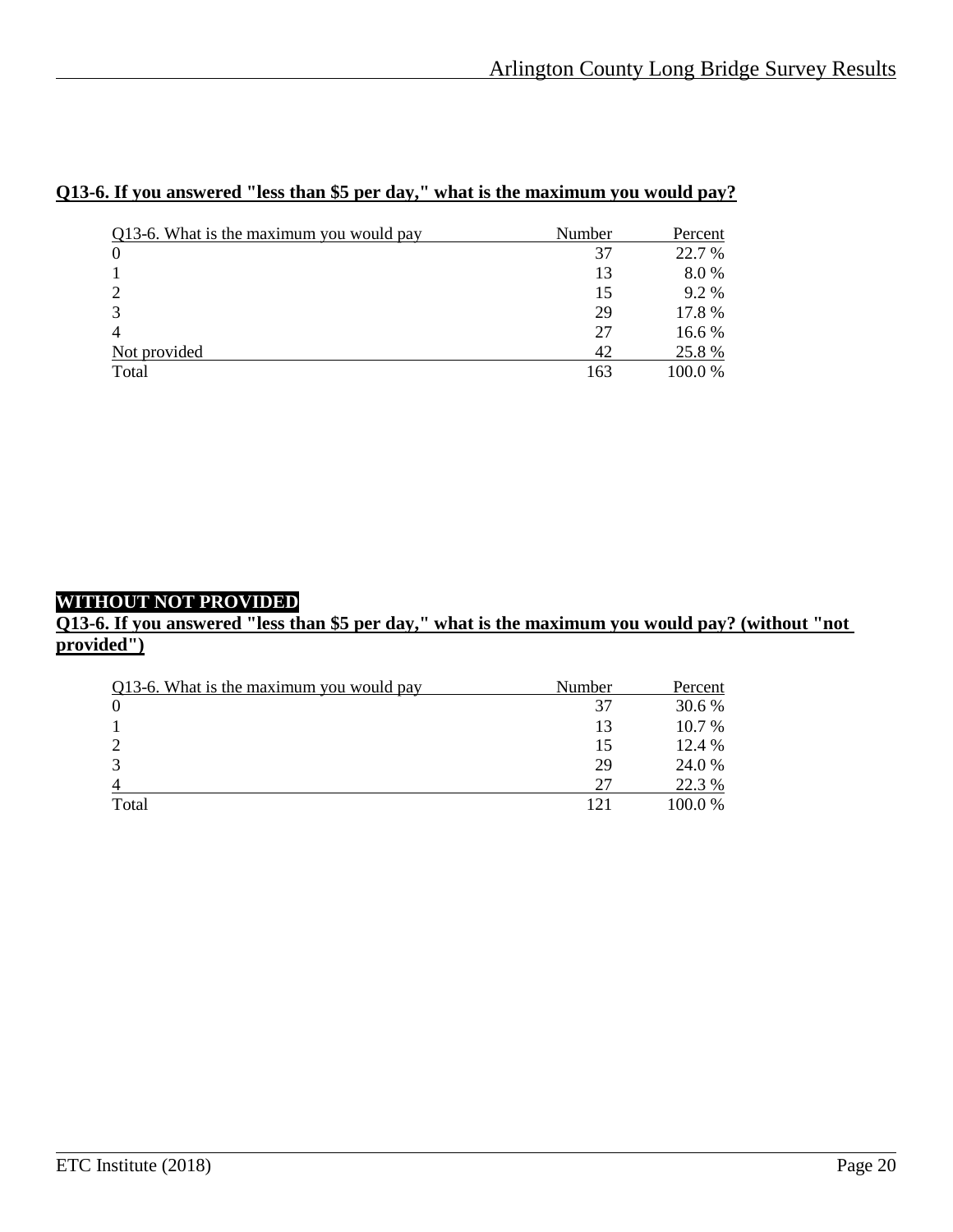**Q13-6. If you answered "less than $5 per day," what is the maximum you would pay?**

| Q13-6. What is the maximum you would pay | Number | Percent |
|---|---|---|
| 0 | 37 | 22.7 % |
| 1 | 13 | 8.0 % |
| 2 | 15 | 9.2 % |
| 3 | 29 | 17.8 % |
| 4 | 27 | 16.6 % |
| Not provided | 42 | 25.8 % |
| Total | 163 | 100.0 % |

**WITHOUT NOT PROVIDED**

**Q13-6. If you answered "less than $5 per day," what is the maximum you would pay? (without "not provided")**

| Q13-6. What is the maximum you would pay | Number | Percent |
|---|---|---|
| 0 | 37 | 30.6 % |
| 1 | 13 | 10.7 % |
| 2 | 15 | 12.4 % |
| 3 | 29 | 24.0 % |
| 4 | 27 | 22.3 % |
| Total | 121 | 100.0 % |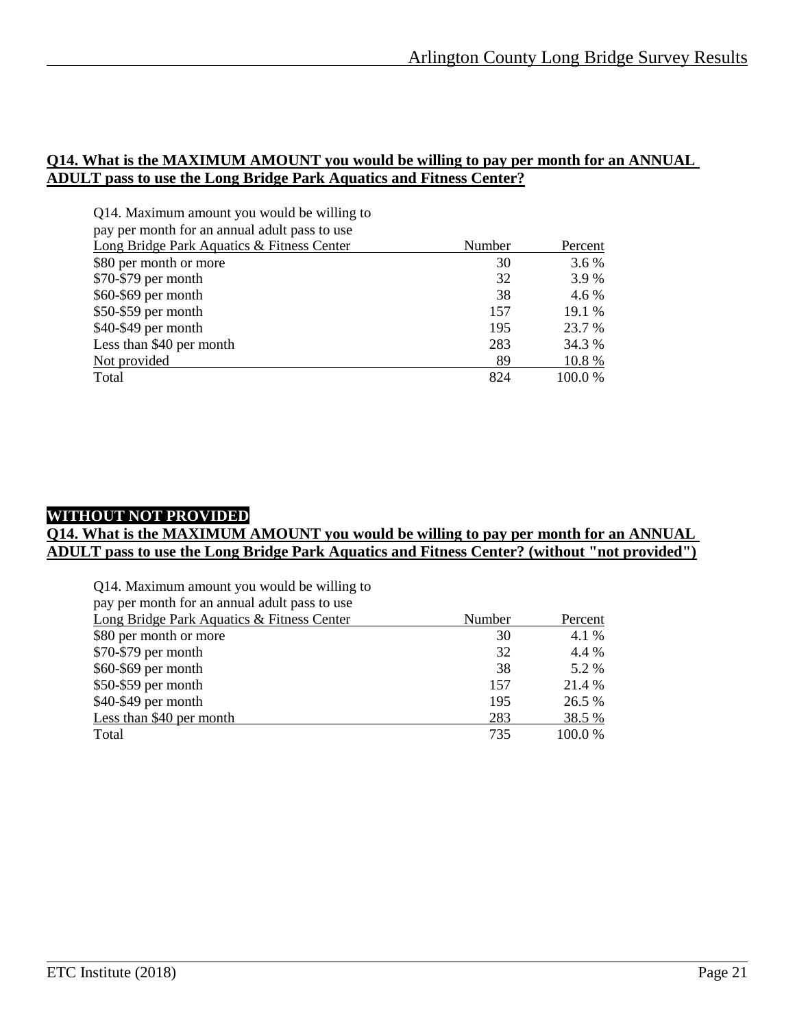**Q14. What is the MAXIMUM AMOUNT you would be willing to pay per month for an ANNUAL ADULT pass to use the Long Bridge Park Aquatics and Fitness Center?**

| Q14. Maximum amount you would be willing to pay per month for an annual adult pass to use Long Bridge Park Aquatics & Fitness Center | Number | Percent |
|---|---|---|
| $80 per month or more | 30 | 3.6 % |
| $70-$79 per month | 32 | 3.9 % |
| $60-$69 per month | 38 | 4.6 % |
| $50-$59 per month | 157 | 19.1 % |
| $40-$49 per month | 195 | 23.7 % |
| Less than $40 per month | 283 | 34.3 % |
| Not provided | 89 | 10.8 % |
| Total | 824 | 100.0 % |

**WITHOUT NOT PROVIDED**

**Q14. What is the MAXIMUM AMOUNT you would be willing to pay per month for an ANNUAL ADULT pass to use the Long Bridge Park Aquatics and Fitness Center? (without "not provided")**

| Q14. Maximum amount you would be willing to pay per month for an annual adult pass to use Long Bridge Park Aquatics & Fitness Center | Number | Percent |
|---|---|---|
| $80 per month or more | 30 | 4.1 % |
| $70-$79 per month | 32 | 4.4 % |
| $60-$69 per month | 38 | 5.2 % |
| $50-$59 per month | 157 | 21.4 % |
| $40-$49 per month | 195 | 26.5 % |
| Less than $40 per month | 283 | 38.5 % |
| Total | 735 | 100.0 % |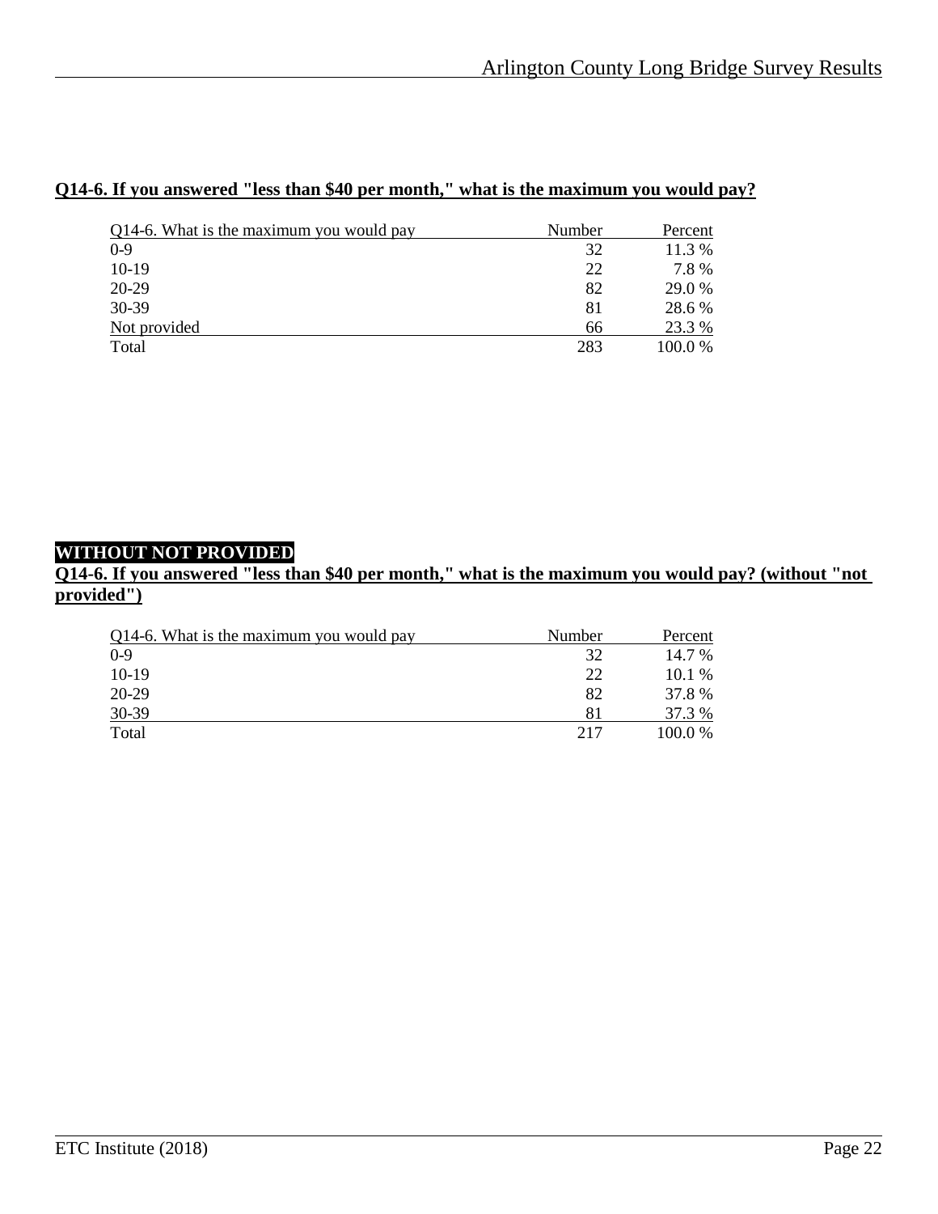**Q14-6. If you answered "less than $40 per month," what is the maximum you would pay?**

| Q14-6. What is the maximum you would pay | Number | Percent |
|---|---|---|
| 0-9 | 32 | 11.3 % |
| 10-19 | 22 | 7.8 % |
| 20-29 | 82 | 29.0 % |
| 30-39 | 81 | 28.6 % |
| Not provided | 66 | 23.3 % |
| Total | 283 | 100.0 % |

**WITHOUT NOT PROVIDED**

**Q14-6. If you answered "less than $40 per month," what is the maximum you would pay? (without "not provided")**

| Q14-6. What is the maximum you would pay | Number | Percent |
|---|---|---|
| 0-9 | 32 | 14.7 % |
| 10-19 | 22 | 10.1 % |
| 20-29 | 82 | 37.8 % |
| 30-39 | 81 | 37.3 % |
| Total | 217 | 100.0 % |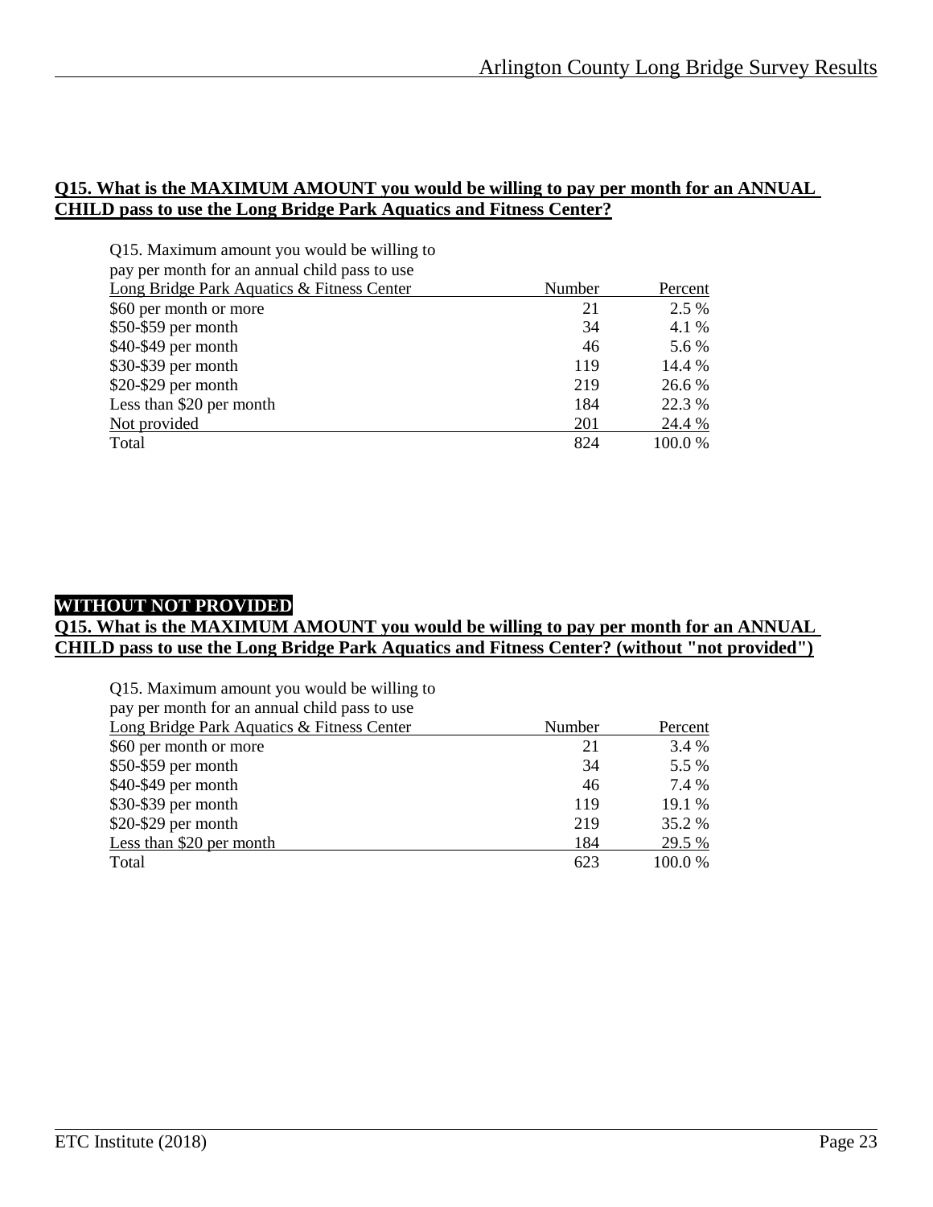## Q15. What is the MAXIMUM AMOUNT you would be willing to pay per month for an ANNUAL CHILD pass to use the Long Bridge Park Aquatics and Fitness Center?

| Q15. Maximum amount you would be willing to pay per month for an annual child pass to use Long Bridge Park Aquatics & Fitness Center | Number | Percent |
|---|---|---|
| $60 per month or more | 21 | 2.5 % |
| $50-$59 per month | 34 | 4.1 % |
| $40-$49 per month | 46 | 5.6 % |
| $30-$39 per month | 119 | 14.4 % |
| $20-$29 per month | 219 | 26.6 % |
| Less than $20 per month | 184 | 22.3 % |
| Not provided | 201 | 24.4 % |
| Total | 824 | 100.0 % |

**WITHOUT NOT PROVIDED**

## Q15. What is the MAXIMUM AMOUNT you would be willing to pay per month for an ANNUAL CHILD pass to use the Long Bridge Park Aquatics and Fitness Center? (without "not provided")

| Q15. Maximum amount you would be willing to pay per month for an annual child pass to use Long Bridge Park Aquatics & Fitness Center | Number | Percent |
|---|---|---|
| $60 per month or more | 21 | 3.4 % |
| $50-$59 per month | 34 | 5.5 % |
| $40-$49 per month | 46 | 7.4 % |
| $30-$39 per month | 119 | 19.1 % |
| $20-$29 per month | 219 | 35.2 % |
| Less than $20 per month | 184 | 29.5 % |
| Total | 623 | 100.0 % |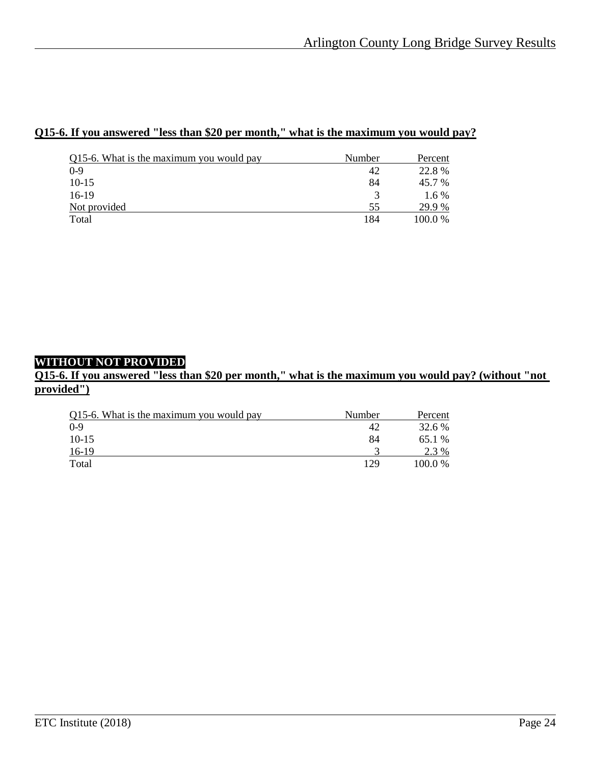**Q15-6. If you answered "less than $20 per month," what is the maximum you would pay?**

| Q15-6. What is the maximum you would pay | Number | Percent |
|---|---|---|
| 0-9 | 42 | 22.8 % |
| 10-15 | 84 | 45.7 % |
| 16-19 | 3 | 1.6 % |
| Not provided | 55 | 29.9 % |
| Total | 184 | 100.0 % |

**WITHOUT NOT PROVIDED**

**Q15-6. If you answered "less than $20 per month," what is the maximum you would pay? (without "not provided")**

| Q15-6. What is the maximum you would pay | Number | Percent |
|---|---|---|
| 0-9 | 42 | 32.6 % |
| 10-15 | 84 | 65.1 % |
| 16-19 | 3 | 2.3 % |
| Total | 129 | 100.0 % |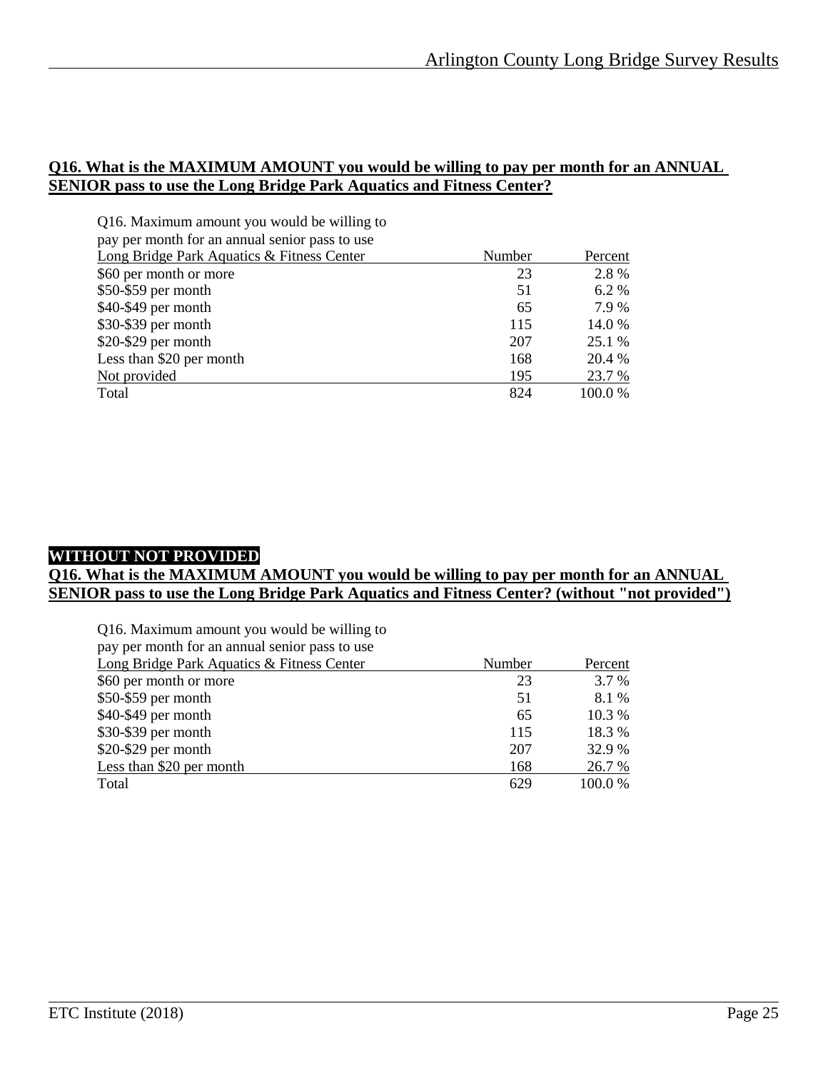**Q16. What is the MAXIMUM AMOUNT you would be willing to pay per month for an ANNUAL SENIOR pass to use the Long Bridge Park Aquatics and Fitness Center?**

| Q16. Maximum amount you would be willing to pay per month for an annual senior pass to use Long Bridge Park Aquatics & Fitness Center | Number | Percent |
|---|---|---|
| $60 per month or more | 23 | 2.8 % |
| $50-$59 per month | 51 | 6.2 % |
| $40-$49 per month | 65 | 7.9 % |
| $30-$39 per month | 115 | 14.0 % |
| $20-$29 per month | 207 | 25.1 % |
| Less than $20 per month | 168 | 20.4 % |
| Not provided | 195 | 23.7 % |
| Total | 824 | 100.0 % |

**WITHOUT NOT PROVIDED**

**Q16. What is the MAXIMUM AMOUNT you would be willing to pay per month for an ANNUAL SENIOR pass to use the Long Bridge Park Aquatics and Fitness Center? (without "not provided")**

| Q16. Maximum amount you would be willing to pay per month for an annual senior pass to use Long Bridge Park Aquatics & Fitness Center | Number | Percent |
|---|---|---|
| $60 per month or more | 23 | 3.7 % |
| $50-$59 per month | 51 | 8.1 % |
| $40-$49 per month | 65 | 10.3 % |
| $30-$39 per month | 115 | 18.3 % |
| $20-$29 per month | 207 | 32.9 % |
| Less than $20 per month | 168 | 26.7 % |
| Total | 629 | 100.0 % |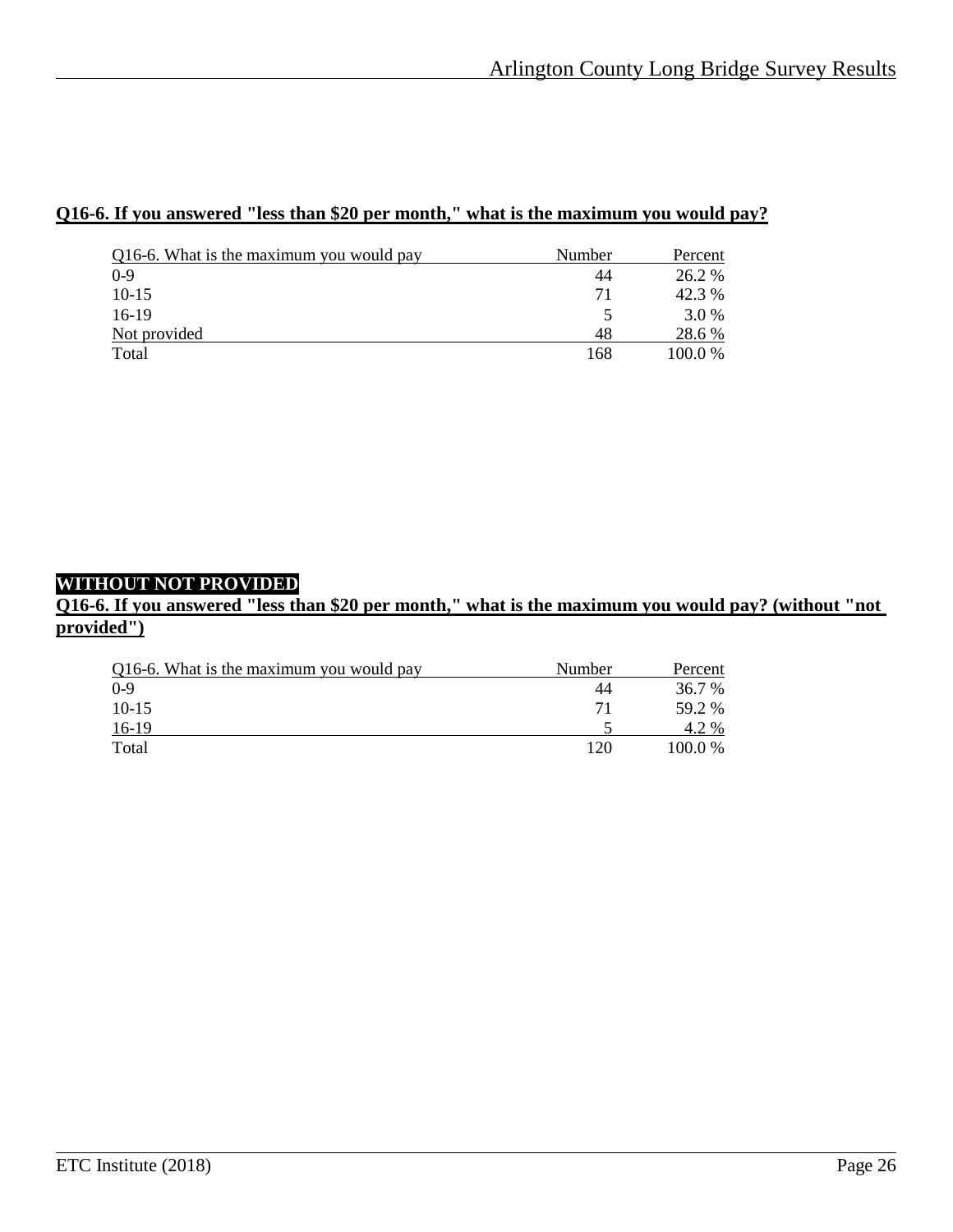**Q16-6. If you answered "less than $20 per month," what is the maximum you would pay?**

| Q16-6. What is the maximum you would pay | Number | Percent |
|---|---|---|
| 0-9 | 44 | 26.2 % |
| 10-15 | 71 | 42.3 % |
| 16-19 | 5 | 3.0 % |
| Not provided | 48 | 28.6 % |
| Total | 168 | 100.0 % |

**WITHOUT NOT PROVIDED**

**Q16-6. If you answered "less than $20 per month," what is the maximum you would pay? (without "not provided")**

| Q16-6. What is the maximum you would pay | Number | Percent |
|---|---|---|
| 0-9 | 44 | 36.7 % |
| 10-15 | 71 | 59.2 % |
| 16-19 | 5 | 4.2 % |
| Total | 120 | 100.0 % |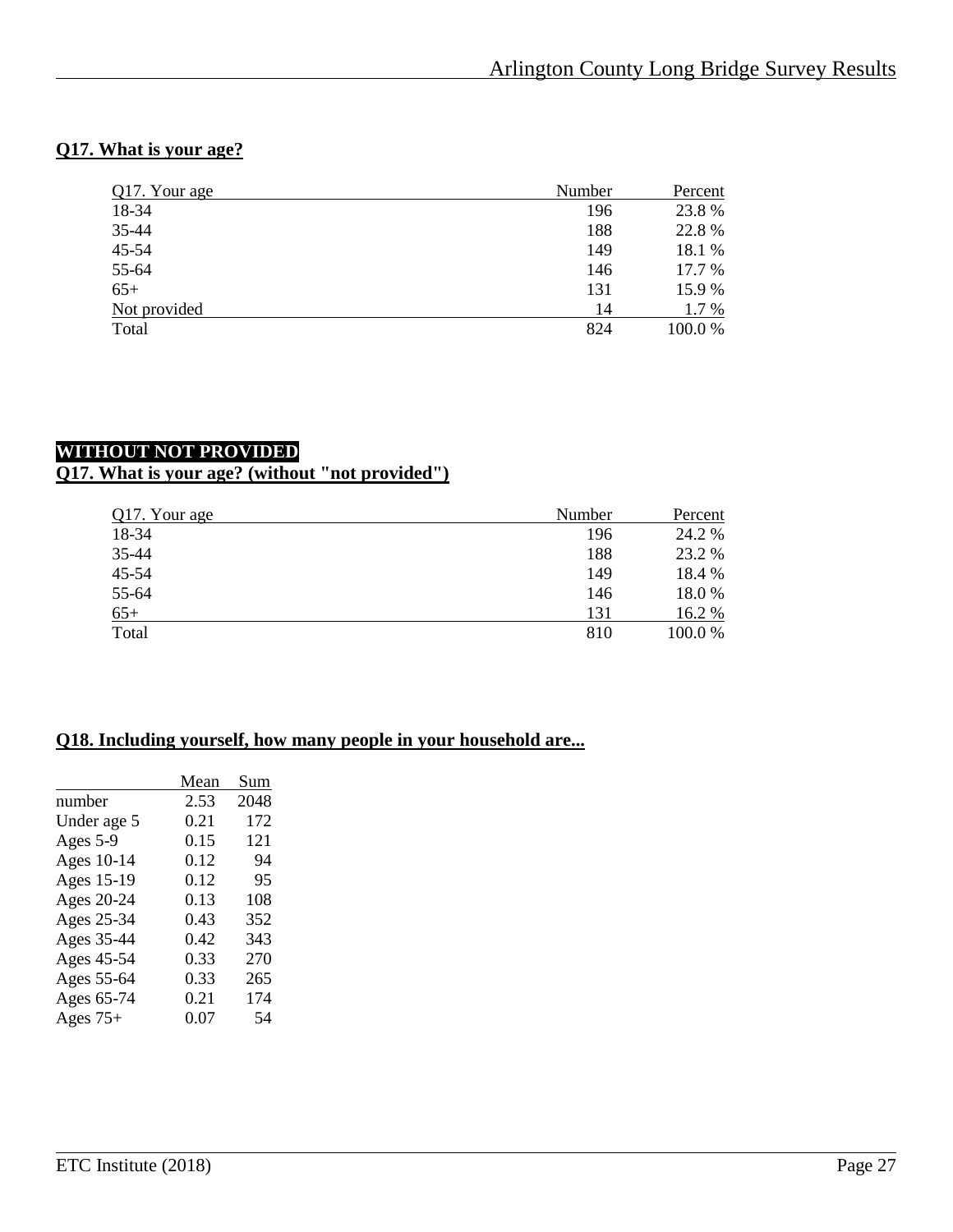## Q17. What is your age?

| Q17. Your age | Number | Percent |
|---|---|---|
| 18-34 | 196 | 23.8 % |
| 35-44 | 188 | 22.8 % |
| 45-54 | 149 | 18.1 % |
| 55-64 | 146 | 17.7 % |
| 65+ | 131 | 15.9 % |
| Not provided | 14 | 1.7 % |
| Total | 824 | 100.0 % |

**WITHOUT NOT PROVIDED**

## Q17. What is your age? (without "not provided")

| Q17. Your age | Number | Percent |
|---|---|---|
| 18-34 | 196 | 24.2 % |
| 35-44 | 188 | 23.2 % |
| 45-54 | 149 | 18.4 % |
| 55-64 | 146 | 18.0 % |
| 65+ | 131 | 16.2 % |
| Total | 810 | 100.0 % |

## Q18. Including yourself, how many people in your household are...

| | Mean | Sum |
|---|---|---|
| number | 2.53 | 2048 |
| Under age 5 | 0.21 | 172 |
| Ages 5-9 | 0.15 | 121 |
| Ages 10-14 | 0.12 | 94 |
| Ages 15-19 | 0.12 | 95 |
| Ages 20-24 | 0.13 | 108 |
| Ages 25-34 | 0.43 | 352 |
| Ages 35-44 | 0.42 | 343 |
| Ages 45-54 | 0.33 | 270 |
| Ages 55-64 | 0.33 | 265 |
| Ages 65-74 | 0.21 | 174 |
| Ages 75+ | 0.07 | 54 |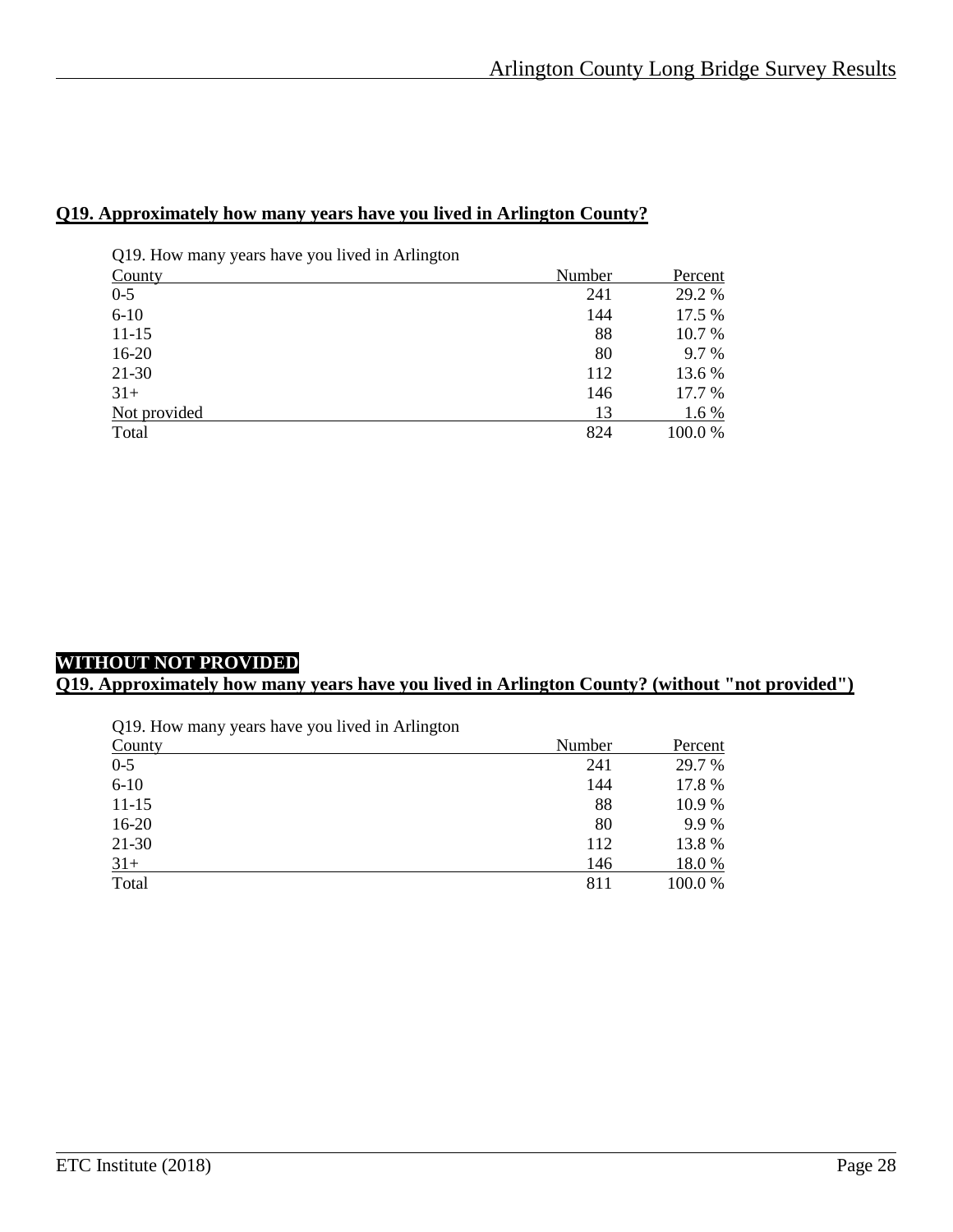**Q19. Approximately how many years have you lived in Arlington County?**

| Q19. How many years have you lived in Arlington County | Number | Percent |
|---|---|---|
| 0-5 | 241 | 29.2 % |
| 6-10 | 144 | 17.5 % |
| 11-15 | 88 | 10.7 % |
| 16-20 | 80 | 9.7 % |
| 21-30 | 112 | 13.6 % |
| 31+ | 146 | 17.7 % |
| Not provided | 13 | 1.6 % |
| Total | 824 | 100.0 % |

**WITHOUT NOT PROVIDED**

**Q19. Approximately how many years have you lived in Arlington County? (without "not provided")**

| Q19. How many years have you lived in Arlington County | Number | Percent |
|---|---|---|
| 0-5 | 241 | 29.7 % |
| 6-10 | 144 | 17.8 % |
| 11-15 | 88 | 10.9 % |
| 16-20 | 80 | 9.9 % |
| 21-30 | 112 | 13.8 % |
| 31+ | 146 | 18.0 % |
| Total | 811 | 100.0 % |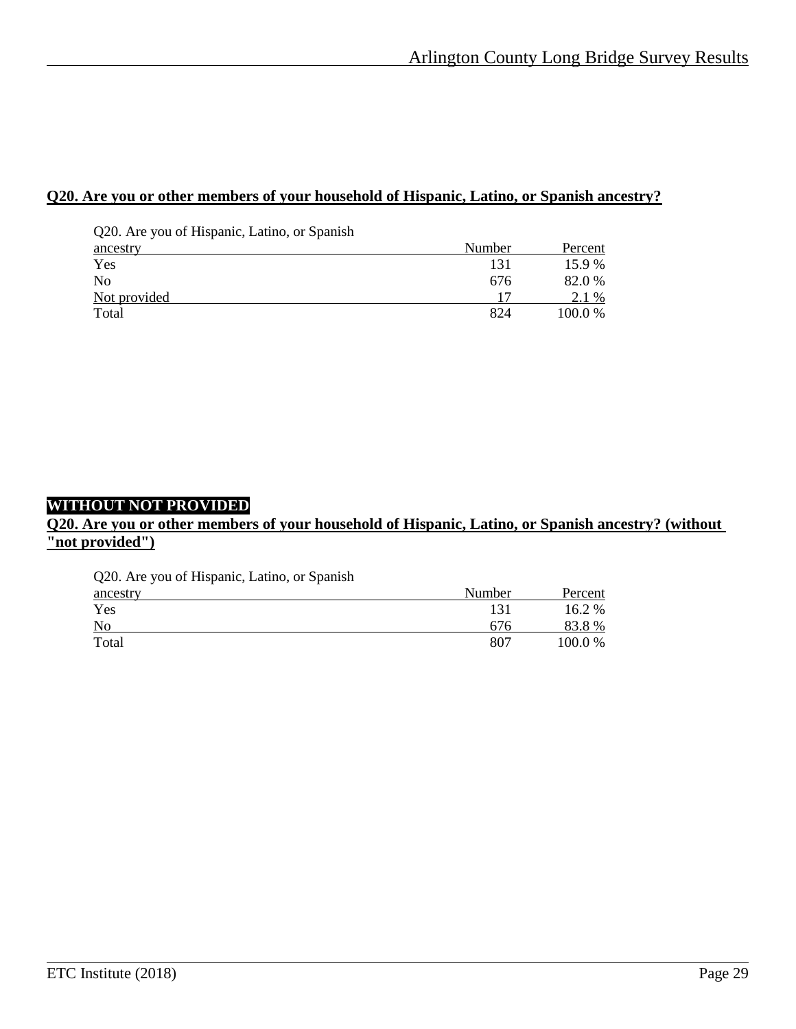## Q20. Are you or other members of your household of Hispanic, Latino, or Spanish ancestry?

| Q20. Are you of Hispanic, Latino, or Spanish ancestry | Number | Percent |
|---|---|---|
| Yes | 131 | 15.9 % |
| No | 676 | 82.0 % |
| Not provided | 17 | 2.1 % |
| Total | 824 | 100.0 % |

**WITHOUT NOT PROVIDED**

## Q20. Are you or other members of your household of Hispanic, Latino, or Spanish ancestry? (without "not provided")

| Q20. Are you of Hispanic, Latino, or Spanish ancestry | Number | Percent |
|---|---|---|
| Yes | 131 | 16.2 % |
| No | 676 | 83.8 % |
| Total | 807 | 100.0 % |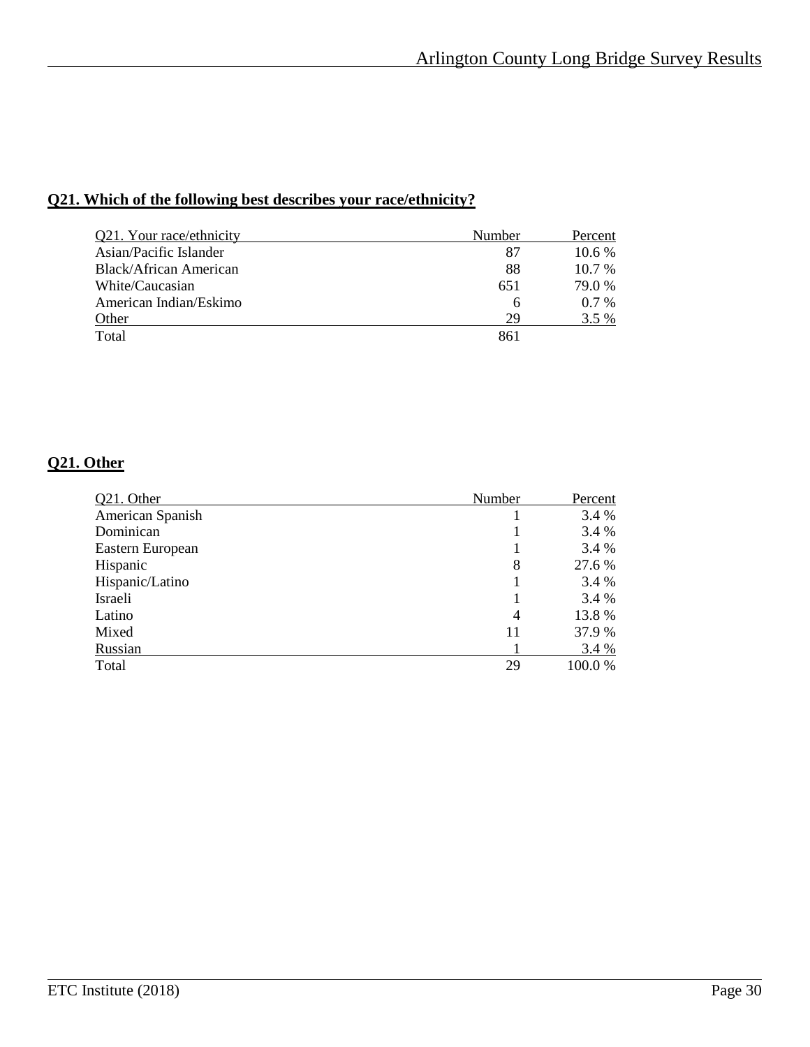**Q21. Which of the following best describes your race/ethnicity?**

| Q21. Your race/ethnicity | Number | Percent |
|---|---|---|
| Asian/Pacific Islander | 87 | 10.6 % |
| Black/African American | 88 | 10.7 % |
| White/Caucasian | 651 | 79.0 % |
| American Indian/Eskimo | 6 | 0.7 % |
| Other | 29 | 3.5 % |
| Total | 861 | |

**Q21. Other**

| Q21. Other | Number | Percent |
|---|---|---|
| American Spanish | 1 | 3.4 % |
| Dominican | 1 | 3.4 % |
| Eastern European | 1 | 3.4 % |
| Hispanic | 8 | 27.6 % |
| Hispanic/Latino | 1 | 3.4 % |
| Israeli | 1 | 3.4 % |
| Latino | 4 | 13.8 % |
| Mixed | 11 | 37.9 % |
| Russian | 1 | 3.4 % |
| Total | 29 | 100.0 % |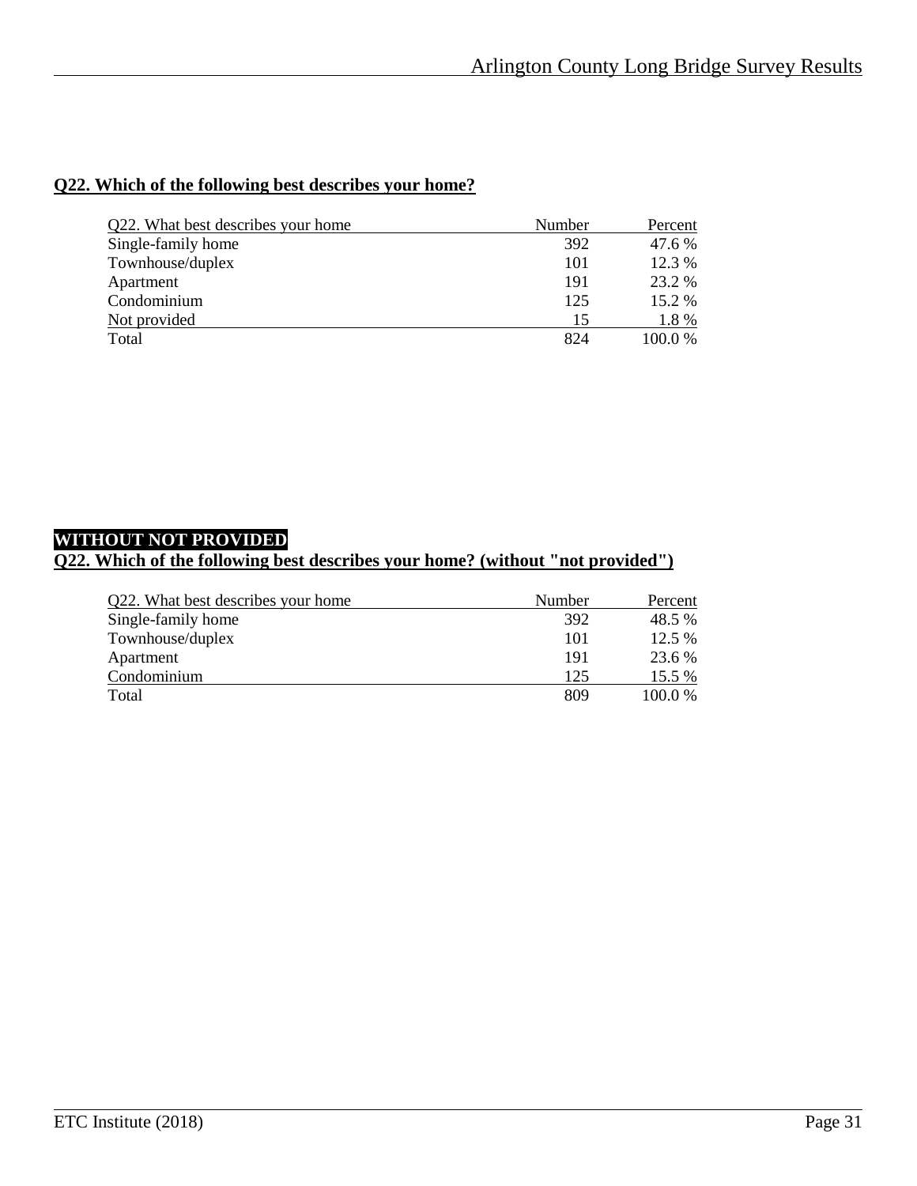**Q22. Which of the following best describes your home?**

| Q22. What best describes your home | Number | Percent |
|---|---|---|
| Single-family home | 392 | 47.6 % |
| Townhouse/duplex | 101 | 12.3 % |
| Apartment | 191 | 23.2 % |
| Condominium | 125 | 15.2 % |
| Not provided | 15 | 1.8 % |
| Total | 824 | 100.0 % |

**WITHOUT NOT PROVIDED**

**Q22. Which of the following best describes your home? (without "not provided")**

| Q22. What best describes your home | Number | Percent |
|---|---|---|
| Single-family home | 392 | 48.5 % |
| Townhouse/duplex | 101 | 12.5 % |
| Apartment | 191 | 23.6 % |
| Condominium | 125 | 15.5 % |
| Total | 809 | 100.0 % |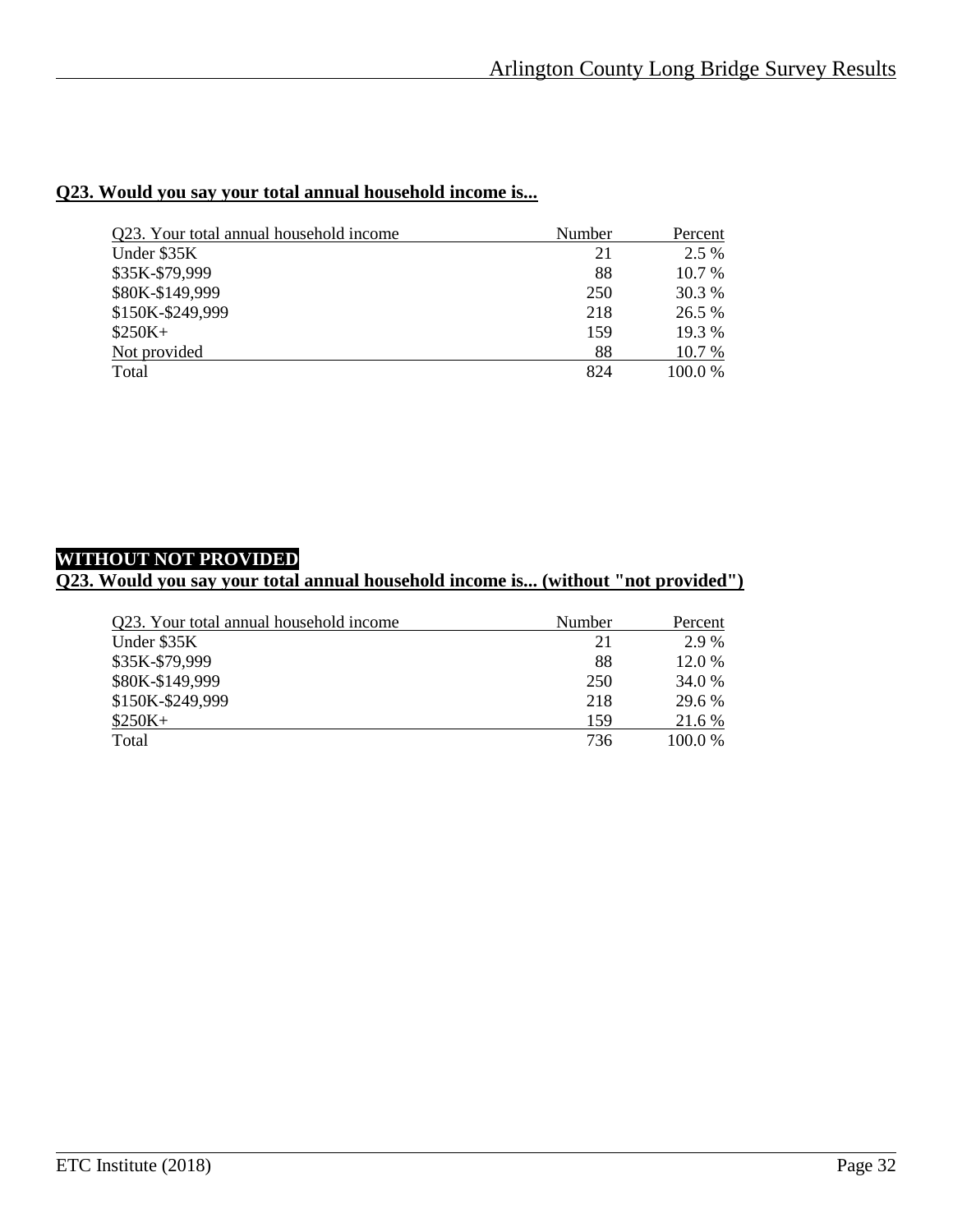## Q23. Would you say your total annual household income is...

| Q23. Your total annual household income | Number | Percent |
|---|---|---|
| Under $35K | 21 | 2.5 % |
| $35K-$79,999 | 88 | 10.7 % |
| $80K-$149,999 | 250 | 30.3 % |
| $150K-$249,999 | 218 | 26.5 % |
| $250K+ | 159 | 19.3 % |
| Not provided | 88 | 10.7 % |
| Total | 824 | 100.0 % |

**WITHOUT NOT PROVIDED**

## Q23. Would you say your total annual household income is... (without "not provided")

| Q23. Your total annual household income | Number | Percent |
|---|---|---|
| Under $35K | 21 | 2.9 % |
| $35K-$79,999 | 88 | 12.0 % |
| $80K-$149,999 | 250 | 34.0 % |
| $150K-$249,999 | 218 | 29.6 % |
| $250K+ | 159 | 21.6 % |
| Total | 736 | 100.0 % |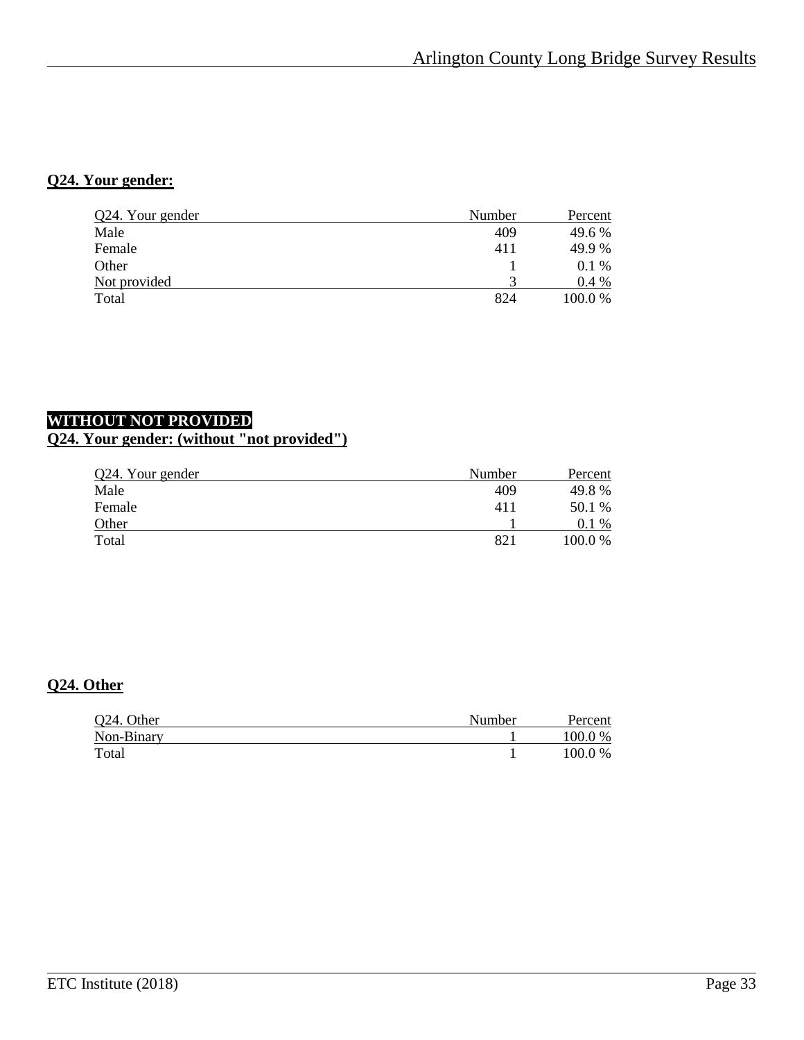## Q24. Your gender:

| Q24. Your gender | Number | Percent |
|---|---|---|
| Male | 409 | 49.6 % |
| Female | 411 | 49.9 % |
| Other | 1 | 0.1 % |
| Not provided | 3 | 0.4 % |
| Total | 824 | 100.0 % |

**WITHOUT NOT PROVIDED**

## Q24. Your gender: (without "not provided")

| Q24. Your gender | Number | Percent |
|---|---|---|
| Male | 409 | 49.8 % |
| Female | 411 | 50.1 % |
| Other | 1 | 0.1 % |
| Total | 821 | 100.0 % |

## Q24. Other

| Q24. Other | Number | Percent |
|---|---|---|
| Non-Binary | 1 | 100.0 % |
| Total | 1 | 100.0 % |